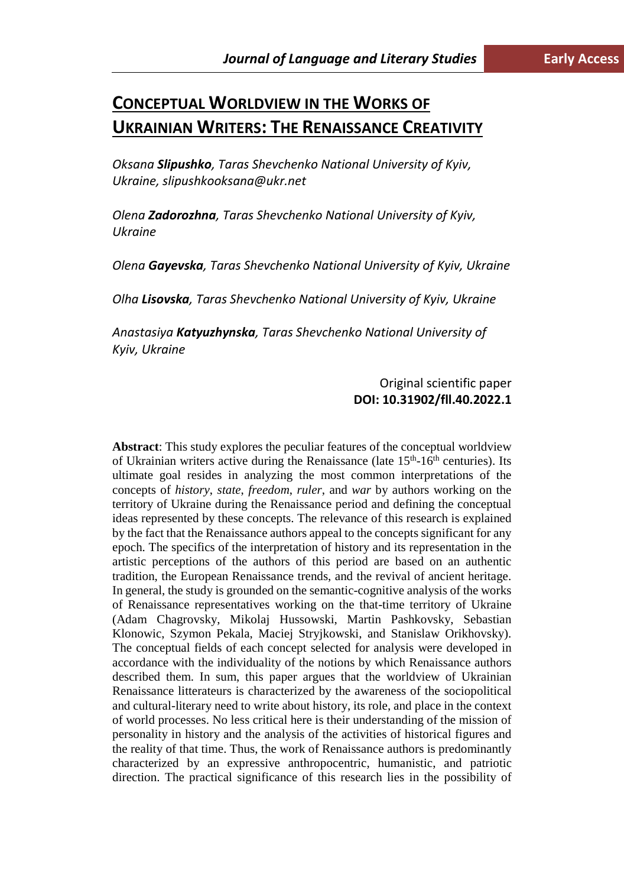# CONCEPTUAL WORLDVIEW IN THE WORKS OF UKRAINIAN WRITERS: THE RENAISSANCE CREATIVITY

*Oksana **Slipushko**, Taras Shevchenko National University of Kyiv, Ukraine, slipushkooksana@ukr.net*

*Olena **Zadorozhna**, Taras Shevchenko National University of Kyiv, Ukraine*

*Olena **Gayevska**, Taras Shevchenko National University of Kyiv, Ukraine*

*Olha **Lisovska**, Taras Shevchenko National University of Kyiv, Ukraine*

*Anastasiya **Katyuzhynska**, Taras Shevchenko National University of Kyiv, Ukraine*

Original scientific paper
**DOI: 10.31902/fll.40.2022.1**

**Abstract**: This study explores the peculiar features of the conceptual worldview of Ukrainian writers active during the Renaissance (late 15th-16th centuries). Its ultimate goal resides in analyzing the most common interpretations of the concepts of *history*, *state*, *freedom*, *ruler*, and *war* by authors working on the territory of Ukraine during the Renaissance period and defining the conceptual ideas represented by these concepts. The relevance of this research is explained by the fact that the Renaissance authors appeal to the concepts significant for any epoch. The specifics of the interpretation of history and its representation in the artistic perceptions of the authors of this period are based on an authentic tradition, the European Renaissance trends, and the revival of ancient heritage. In general, the study is grounded on the semantic-cognitive analysis of the works of Renaissance representatives working on the that-time territory of Ukraine (Adam Chagrovsky, Mikolaj Hussowski, Martin Pashkovsky, Sebastian Klonowic, Szymon Pekala, Maciej Stryjkowski, and Stanislaw Orikhovsky). The conceptual fields of each concept selected for analysis were developed in accordance with the individuality of the notions by which Renaissance authors described them. In sum, this paper argues that the worldview of Ukrainian Renaissance litterateurs is characterized by the awareness of the sociopolitical and cultural-literary need to write about history, its role, and place in the context of world processes. No less critical here is their understanding of the mission of personality in history and the analysis of the activities of historical figures and the reality of that time. Thus, the work of Renaissance authors is predominantly characterized by an expressive anthropocentric, humanistic, and patriotic direction. The practical significance of this research lies in the possibility of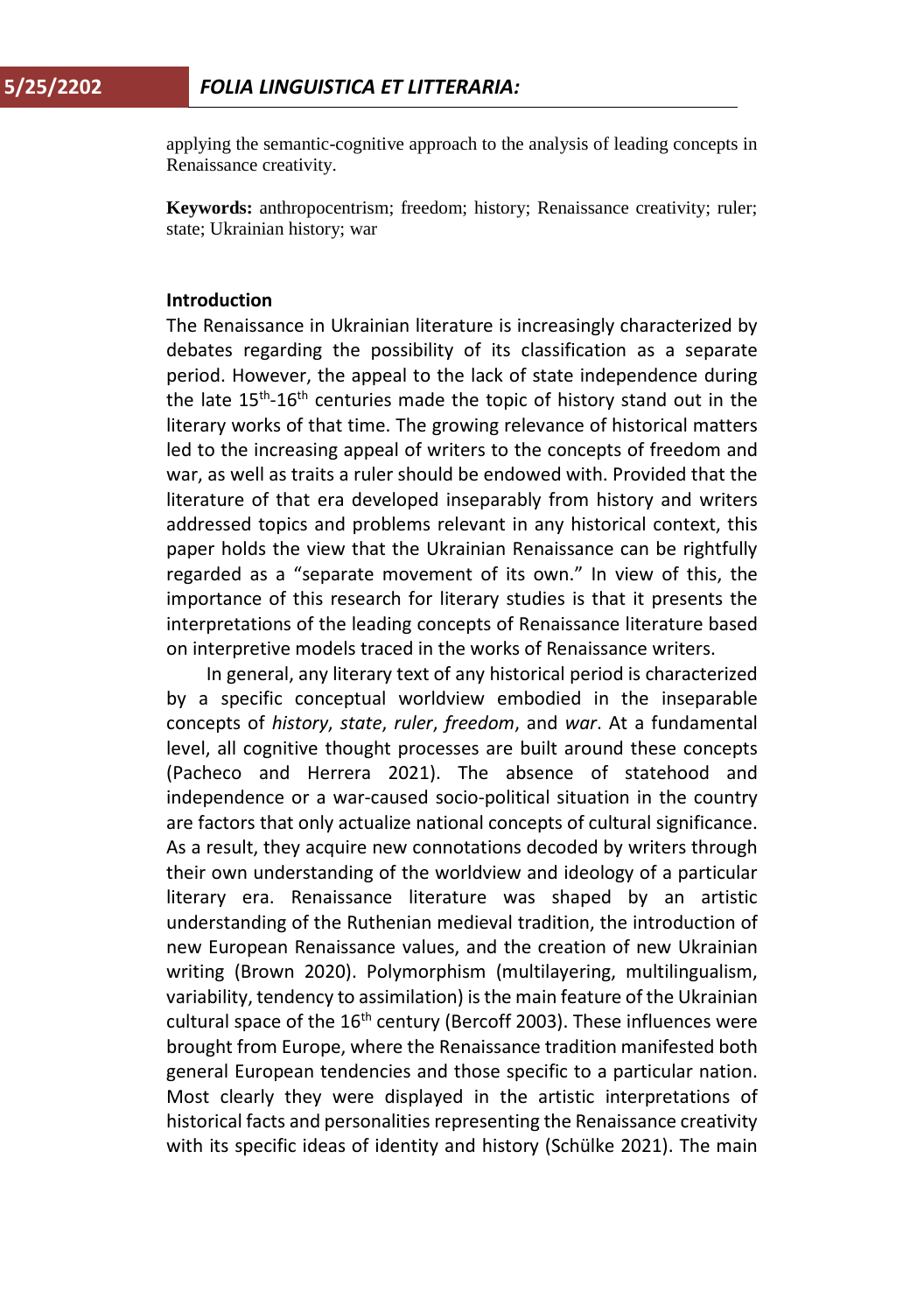applying the semantic-cognitive approach to the analysis of leading concepts in Renaissance creativity.

**Keywords:** anthropocentrism; freedom; history; Renaissance creativity; ruler; state; Ukrainian history; war

## Introduction

The Renaissance in Ukrainian literature is increasingly characterized by debates regarding the possibility of its classification as a separate period. However, the appeal to the lack of state independence during the late 15th-16th centuries made the topic of history stand out in the literary works of that time. The growing relevance of historical matters led to the increasing appeal of writers to the concepts of freedom and war, as well as traits a ruler should be endowed with. Provided that the literature of that era developed inseparably from history and writers addressed topics and problems relevant in any historical context, this paper holds the view that the Ukrainian Renaissance can be rightfully regarded as a "separate movement of its own." In view of this, the importance of this research for literary studies is that it presents the interpretations of the leading concepts of Renaissance literature based on interpretive models traced in the works of Renaissance writers.

In general, any literary text of any historical period is characterized by a specific conceptual worldview embodied in the inseparable concepts of *history*, *state*, *ruler*, *freedom*, and *war*. At a fundamental level, all cognitive thought processes are built around these concepts (Pacheco and Herrera 2021). The absence of statehood and independence or a war-caused socio-political situation in the country are factors that only actualize national concepts of cultural significance. As a result, they acquire new connotations decoded by writers through their own understanding of the worldview and ideology of a particular literary era. Renaissance literature was shaped by an artistic understanding of the Ruthenian medieval tradition, the introduction of new European Renaissance values, and the creation of new Ukrainian writing (Brown 2020). Polymorphism (multilayering, multilingualism, variability, tendency to assimilation) is the main feature of the Ukrainian cultural space of the 16th century (Bercoff 2003). These influences were brought from Europe, where the Renaissance tradition manifested both general European tendencies and those specific to a particular nation. Most clearly they were displayed in the artistic interpretations of historical facts and personalities representing the Renaissance creativity with its specific ideas of identity and history (Schülke 2021). The main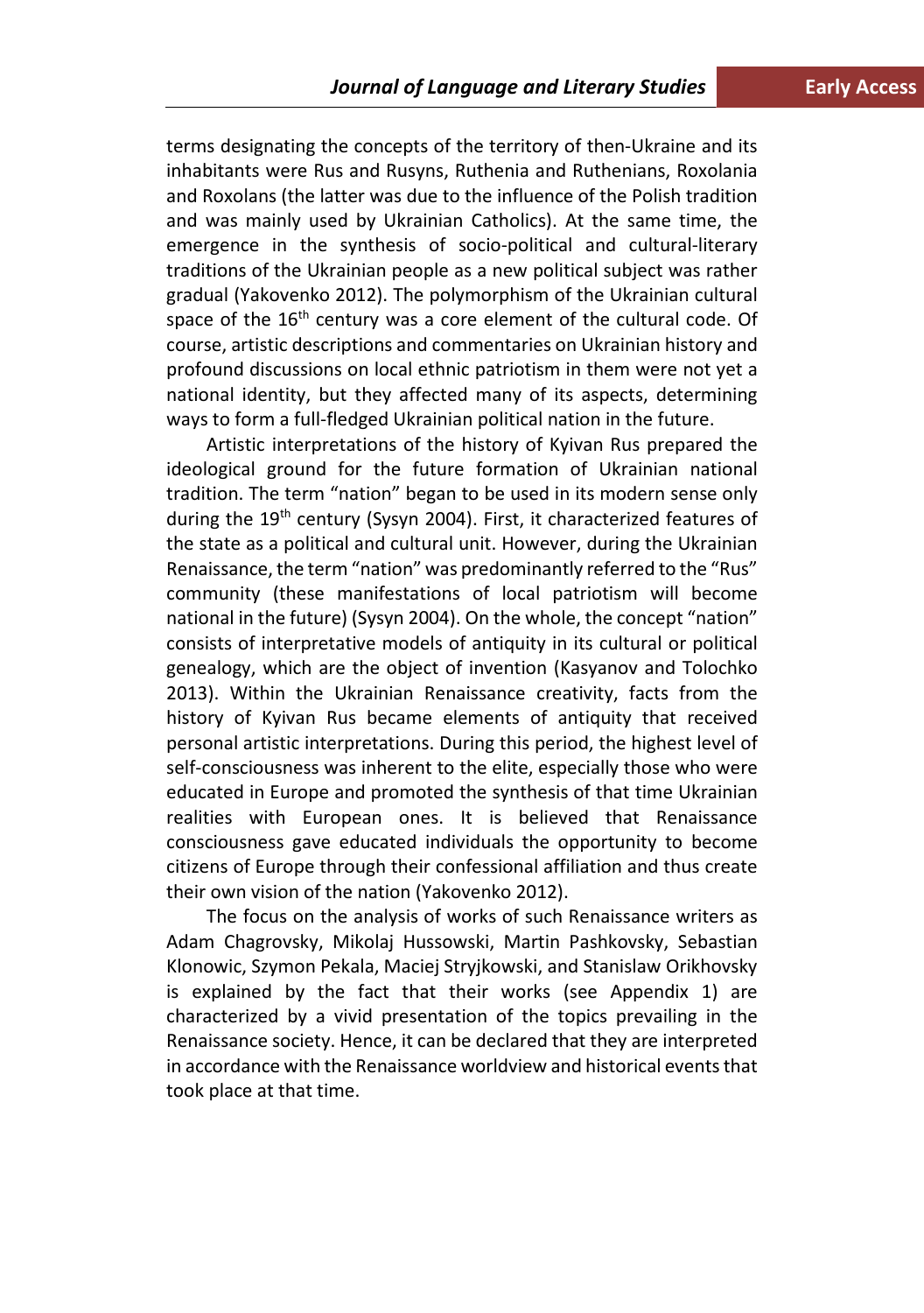terms designating the concepts of the territory of then-Ukraine and its inhabitants were Rus and Rusyns, Ruthenia and Ruthenians, Roxolania and Roxolans (the latter was due to the influence of the Polish tradition and was mainly used by Ukrainian Catholics). At the same time, the emergence in the synthesis of socio-political and cultural-literary traditions of the Ukrainian people as a new political subject was rather gradual (Yakovenko 2012). The polymorphism of the Ukrainian cultural space of the 16th century was a core element of the cultural code. Of course, artistic descriptions and commentaries on Ukrainian history and profound discussions on local ethnic patriotism in them were not yet a national identity, but they affected many of its aspects, determining ways to form a full-fledged Ukrainian political nation in the future.

Artistic interpretations of the history of Kyivan Rus prepared the ideological ground for the future formation of Ukrainian national tradition. The term "nation" began to be used in its modern sense only during the 19th century (Sysyn 2004). First, it characterized features of the state as a political and cultural unit. However, during the Ukrainian Renaissance, the term "nation" was predominantly referred to the "Rus" community (these manifestations of local patriotism will become national in the future) (Sysyn 2004). On the whole, the concept "nation" consists of interpretative models of antiquity in its cultural or political genealogy, which are the object of invention (Kasyanov and Tolochko 2013). Within the Ukrainian Renaissance creativity, facts from the history of Kyivan Rus became elements of antiquity that received personal artistic interpretations. During this period, the highest level of self-consciousness was inherent to the elite, especially those who were educated in Europe and promoted the synthesis of that time Ukrainian realities with European ones. It is believed that Renaissance consciousness gave educated individuals the opportunity to become citizens of Europe through their confessional affiliation and thus create their own vision of the nation (Yakovenko 2012).

The focus on the analysis of works of such Renaissance writers as Adam Chagrovsky, Mikolaj Hussowski, Martin Pashkovsky, Sebastian Klonowic, Szymon Pekala, Maciej Stryjkowski, and Stanislaw Orikhovsky is explained by the fact that their works (see Appendix 1) are characterized by a vivid presentation of the topics prevailing in the Renaissance society. Hence, it can be declared that they are interpreted in accordance with the Renaissance worldview and historical events that took place at that time.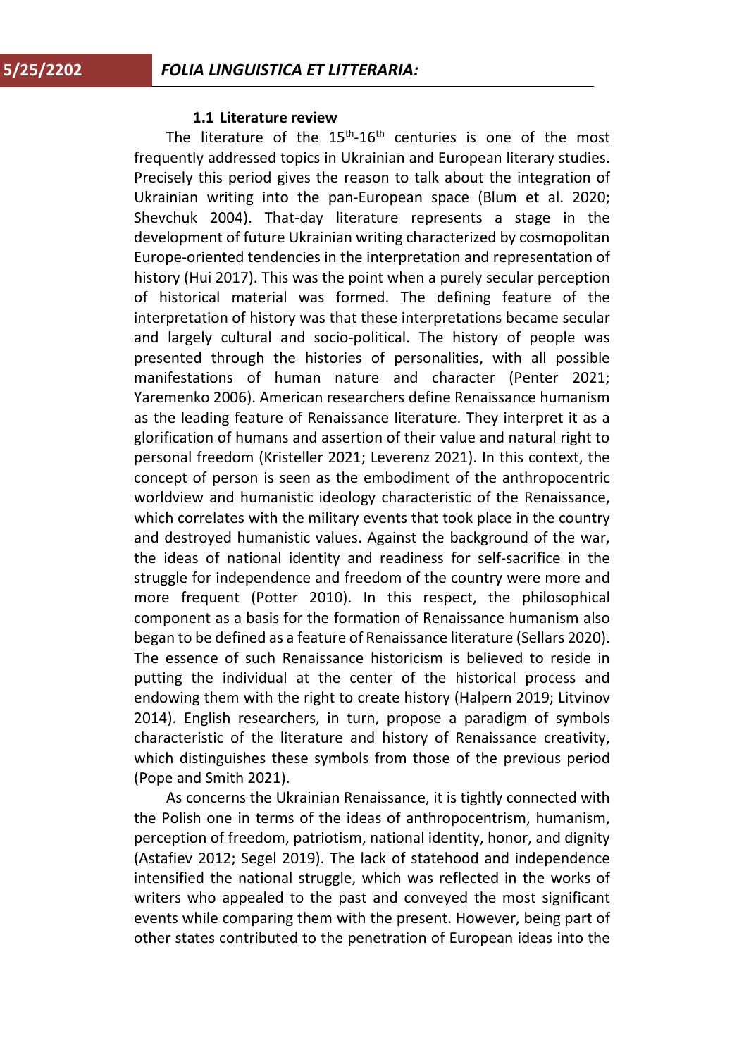### 1.1 Literature review

The literature of the 15th-16th centuries is one of the most frequently addressed topics in Ukrainian and European literary studies. Precisely this period gives the reason to talk about the integration of Ukrainian writing into the pan-European space (Blum et al. 2020; Shevchuk 2004). That-day literature represents a stage in the development of future Ukrainian writing characterized by cosmopolitan Europe-oriented tendencies in the interpretation and representation of history (Hui 2017). This was the point when a purely secular perception of historical material was formed. The defining feature of the interpretation of history was that these interpretations became secular and largely cultural and socio-political. The history of people was presented through the histories of personalities, with all possible manifestations of human nature and character (Penter 2021; Yaremenko 2006). American researchers define Renaissance humanism as the leading feature of Renaissance literature. They interpret it as a glorification of humans and assertion of their value and natural right to personal freedom (Kristeller 2021; Leverenz 2021). In this context, the concept of person is seen as the embodiment of the anthropocentric worldview and humanistic ideology characteristic of the Renaissance, which correlates with the military events that took place in the country and destroyed humanistic values. Against the background of the war, the ideas of national identity and readiness for self-sacrifice in the struggle for independence and freedom of the country were more and more frequent (Potter 2010). In this respect, the philosophical component as a basis for the formation of Renaissance humanism also began to be defined as a feature of Renaissance literature (Sellars 2020). The essence of such Renaissance historicism is believed to reside in putting the individual at the center of the historical process and endowing them with the right to create history (Halpern 2019; Litvinov 2014). English researchers, in turn, propose a paradigm of symbols characteristic of the literature and history of Renaissance creativity, which distinguishes these symbols from those of the previous period (Pope and Smith 2021).

As concerns the Ukrainian Renaissance, it is tightly connected with the Polish one in terms of the ideas of anthropocentrism, humanism, perception of freedom, patriotism, national identity, honor, and dignity (Astafiev 2012; Segel 2019). The lack of statehood and independence intensified the national struggle, which was reflected in the works of writers who appealed to the past and conveyed the most significant events while comparing them with the present. However, being part of other states contributed to the penetration of European ideas into the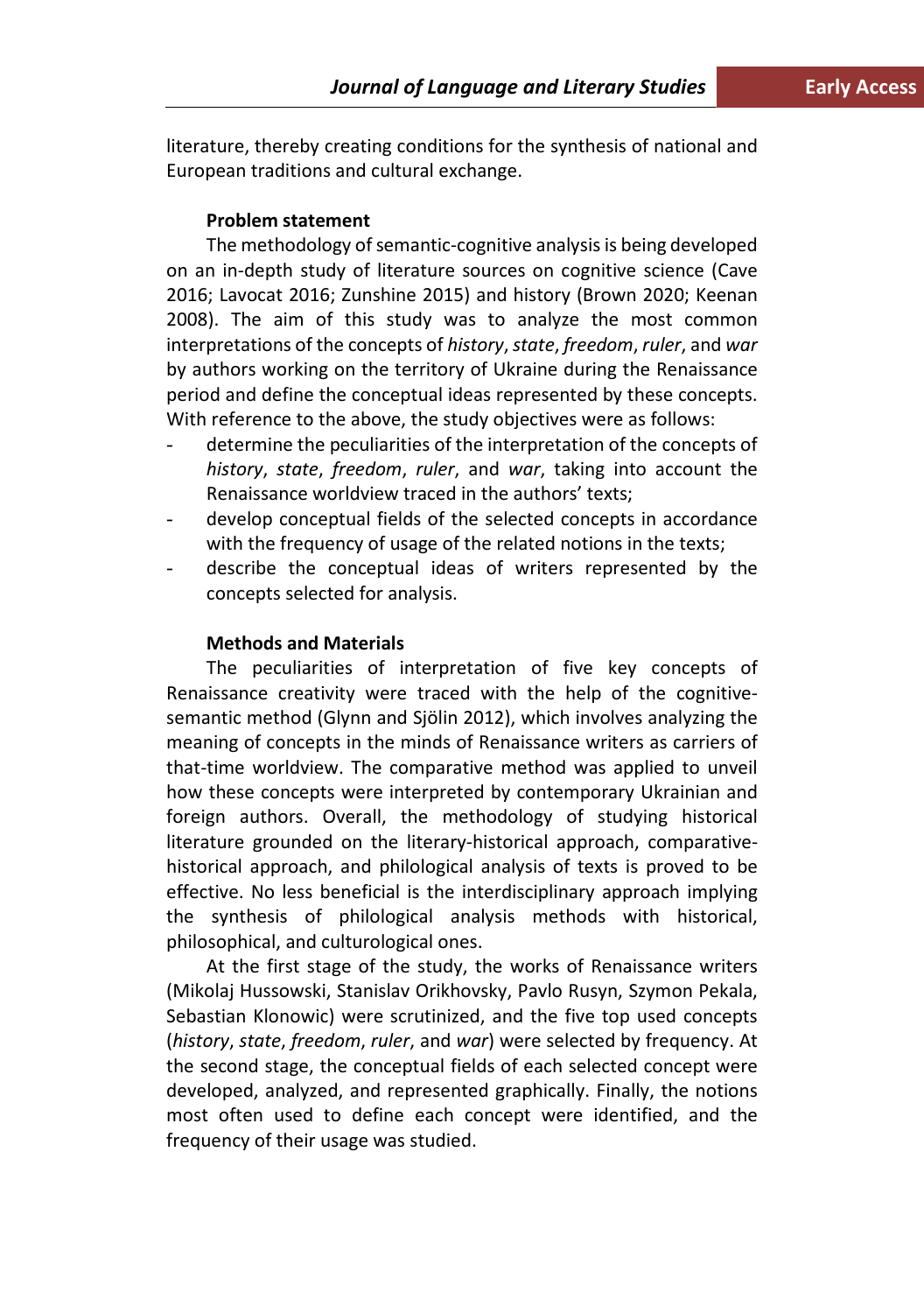literature, thereby creating conditions for the synthesis of national and European traditions and cultural exchange.

**Problem statement**

The methodology of semantic-cognitive analysis is being developed on an in-depth study of literature sources on cognitive science (Cave 2016; Lavocat 2016; Zunshine 2015) and history (Brown 2020; Keenan 2008). The aim of this study was to analyze the most common interpretations of the concepts of *history*, *state*, *freedom*, *ruler*, and *war* by authors working on the territory of Ukraine during the Renaissance period and define the conceptual ideas represented by these concepts. With reference to the above, the study objectives were as follows:

- determine the peculiarities of the interpretation of the concepts of *history*, *state*, *freedom*, *ruler*, and *war*, taking into account the Renaissance worldview traced in the authors' texts;
- develop conceptual fields of the selected concepts in accordance with the frequency of usage of the related notions in the texts;
- describe the conceptual ideas of writers represented by the concepts selected for analysis.

**Methods and Materials**

The peculiarities of interpretation of five key concepts of Renaissance creativity were traced with the help of the cognitive-semantic method (Glynn and Sjölin 2012), which involves analyzing the meaning of concepts in the minds of Renaissance writers as carriers of that-time worldview. The comparative method was applied to unveil how these concepts were interpreted by contemporary Ukrainian and foreign authors. Overall, the methodology of studying historical literature grounded on the literary-historical approach, comparative-historical approach, and philological analysis of texts is proved to be effective. No less beneficial is the interdisciplinary approach implying the synthesis of philological analysis methods with historical, philosophical, and culturological ones.

At the first stage of the study, the works of Renaissance writers (Mikolaj Hussowski, Stanislav Orikhovsky, Pavlo Rusyn, Szymon Pekala, Sebastian Klonowic) were scrutinized, and the five top used concepts (*history*, *state*, *freedom*, *ruler*, and *war*) were selected by frequency. At the second stage, the conceptual fields of each selected concept were developed, analyzed, and represented graphically. Finally, the notions most often used to define each concept were identified, and the frequency of their usage was studied.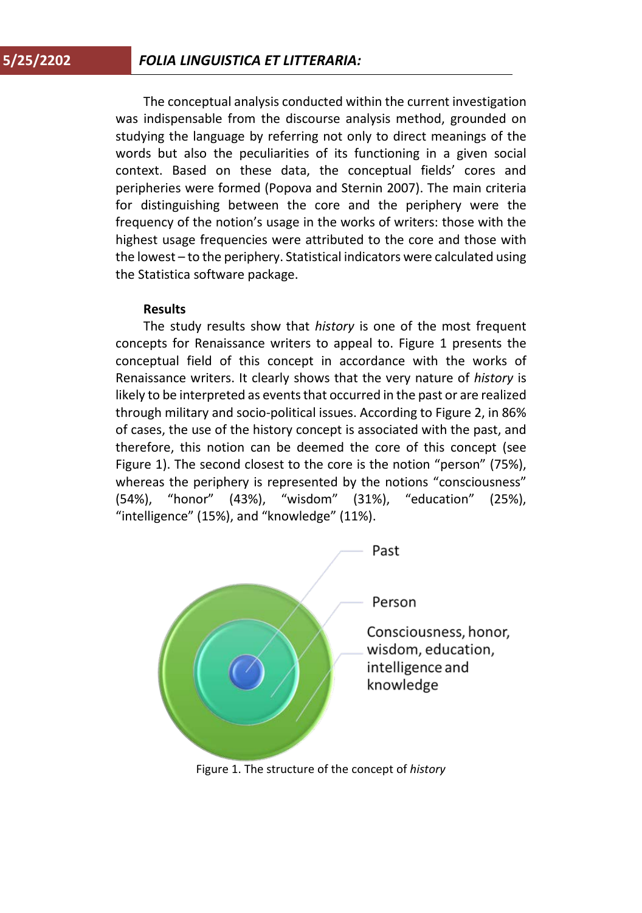The conceptual analysis conducted within the current investigation was indispensable from the discourse analysis method, grounded on studying the language by referring not only to direct meanings of the words but also the peculiarities of its functioning in a given social context. Based on these data, the conceptual fields' cores and peripheries were formed (Popova and Sternin 2007). The main criteria for distinguishing between the core and the periphery were the frequency of the notion's usage in the works of writers: those with the highest usage frequencies were attributed to the core and those with the lowest – to the periphery. Statistical indicators were calculated using the Statistica software package.

**Results**

The study results show that *history* is one of the most frequent concepts for Renaissance writers to appeal to. Figure 1 presents the conceptual field of this concept in accordance with the works of Renaissance writers. It clearly shows that the very nature of *history* is likely to be interpreted as events that occurred in the past or are realized through military and socio-political issues. According to Figure 2, in 86% of cases, the use of the history concept is associated with the past, and therefore, this notion can be deemed the core of this concept (see Figure 1). The second closest to the core is the notion "person" (75%), whereas the periphery is represented by the notions "consciousness" (54%), "honor" (43%), "wisdom" (31%), "education" (25%), "intelligence" (15%), and "knowledge" (11%).

Past

Person

Consciousness, honor, wisdom, education, intelligence and knowledge

Figure 1. The structure of the concept of *history*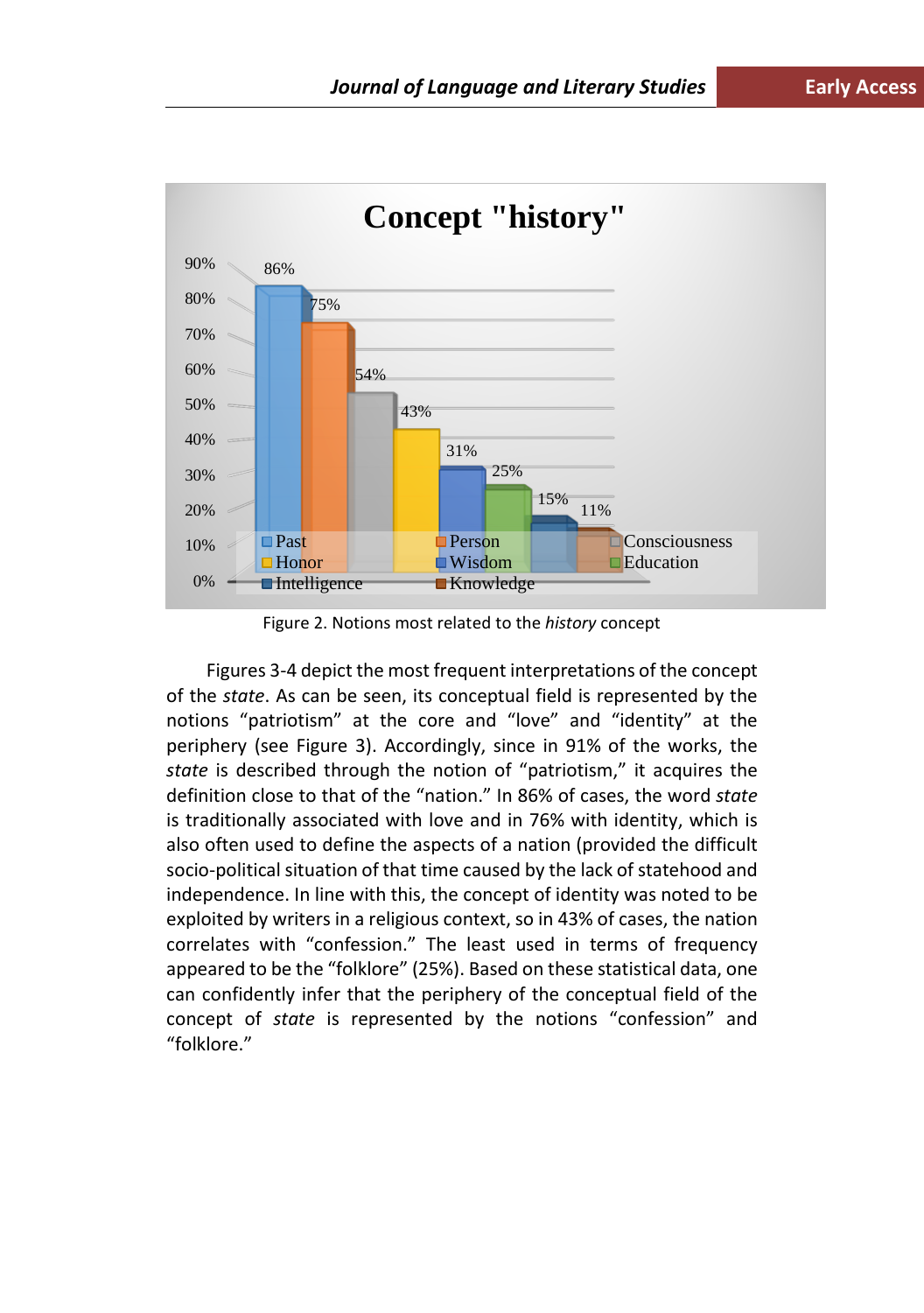Figure 2. Notions most related to the *history* concept

Figures 3-4 depict the most frequent interpretations of the concept of the *state*. As can be seen, its conceptual field is represented by the notions “patriotism” at the core and “love” and “identity” at the periphery (see Figure 3). Accordingly, since in 91% of the works, the *state* is described through the notion of “patriotism,” it acquires the definition close to that of the “nation.” In 86% of cases, the word *state* is traditionally associated with love and in 76% with identity, which is also often used to define the aspects of a nation (provided the difficult socio-political situation of that time caused by the lack of statehood and independence. In line with this, the concept of identity was noted to be exploited by writers in a religious context, so in 43% of cases, the nation correlates with “confession.” The least used in terms of frequency appeared to be the “folklore” (25%). Based on these statistical data, one can confidently infer that the periphery of the conceptual field of the concept of *state* is represented by the notions “confession” and “folklore.”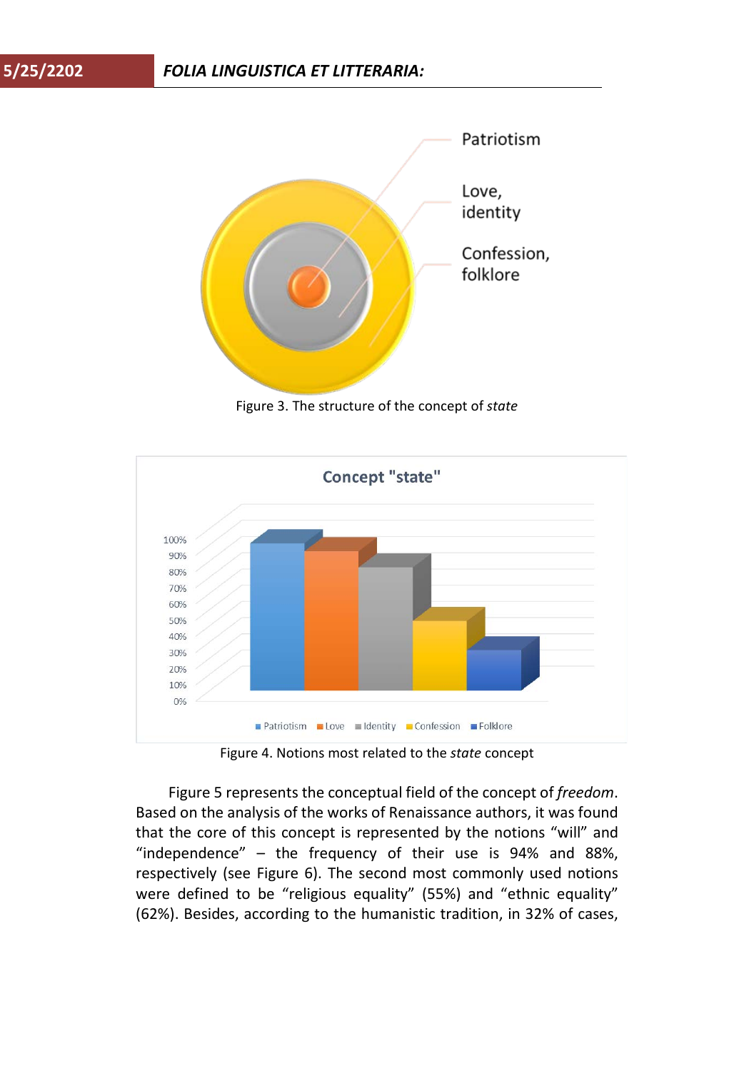Patriotism

Love, identity

Confession, folklore

Figure 3. The structure of the concept of *state*

Concept "state"

Figure 4. Notions most related to the *state* concept

Figure 5 represents the conceptual field of the concept of *freedom*. Based on the analysis of the works of Renaissance authors, it was found that the core of this concept is represented by the notions “will” and “independence” – the frequency of their use is 94% and 88%, respectively (see Figure 6). The second most commonly used notions were defined to be “religious equality” (55%) and “ethnic equality” (62%). Besides, according to the humanistic tradition, in 32% of cases,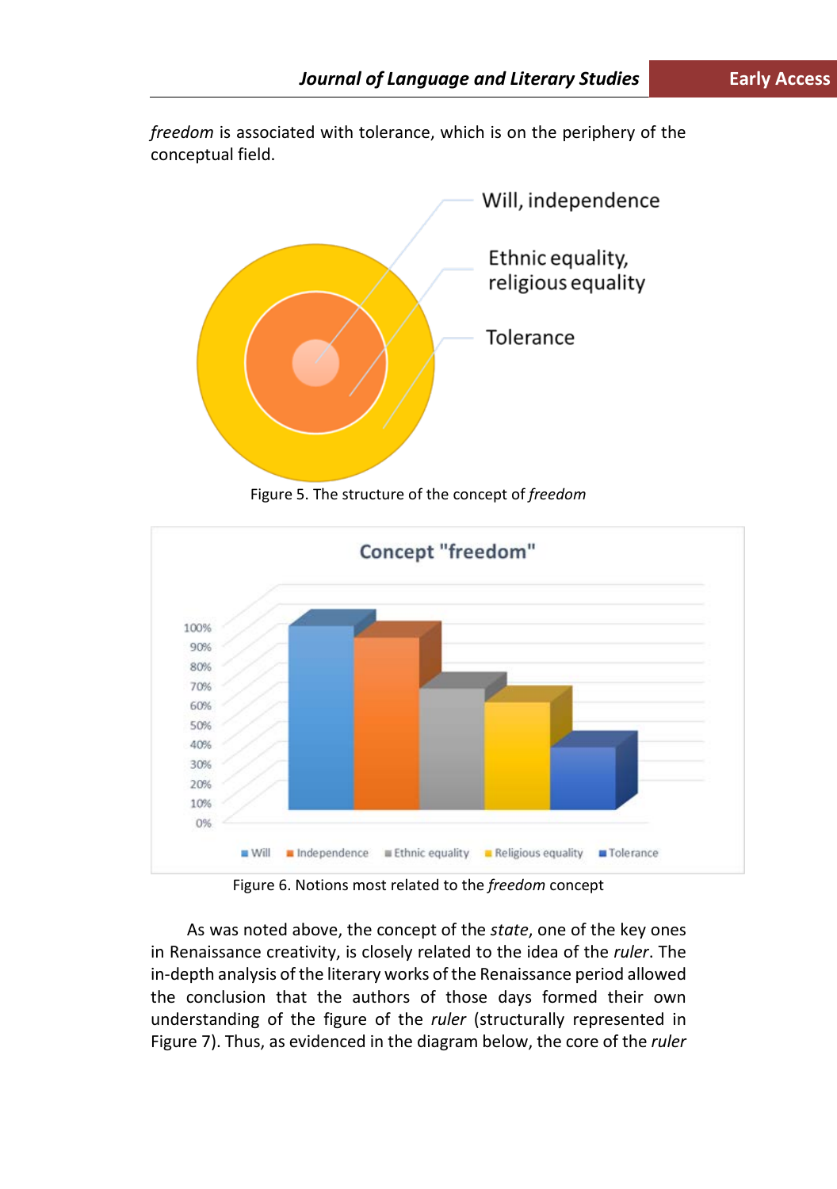*freedom* is associated with tolerance, which is on the periphery of the conceptual field.

Figure 5. The structure of the concept of *freedom*

Figure 6. Notions most related to the *freedom* concept

As was noted above, the concept of the *state*, one of the key ones in Renaissance creativity, is closely related to the idea of the *ruler*. The in-depth analysis of the literary works of the Renaissance period allowed the conclusion that the authors of those days formed their own understanding of the figure of the *ruler* (structurally represented in Figure 7). Thus, as evidenced in the diagram below, the core of the *ruler*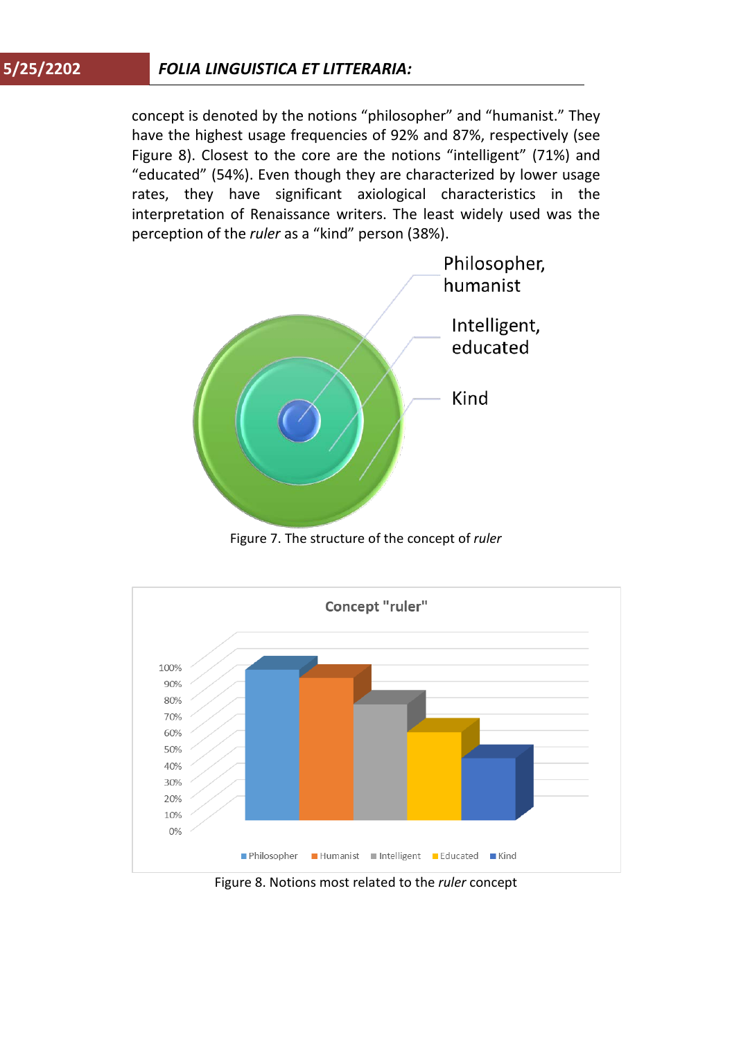concept is denoted by the notions "philosopher" and "humanist." They have the highest usage frequencies of 92% and 87%, respectively (see Figure 8). Closest to the core are the notions "intelligent" (71%) and "educated" (54%). Even though they are characterized by lower usage rates, they have significant axiological characteristics in the interpretation of Renaissance writers. The least widely used was the perception of the *ruler* as a "kind" person (38%).

Figure 7. The structure of the concept of *ruler*

Figure 8. Notions most related to the *ruler* concept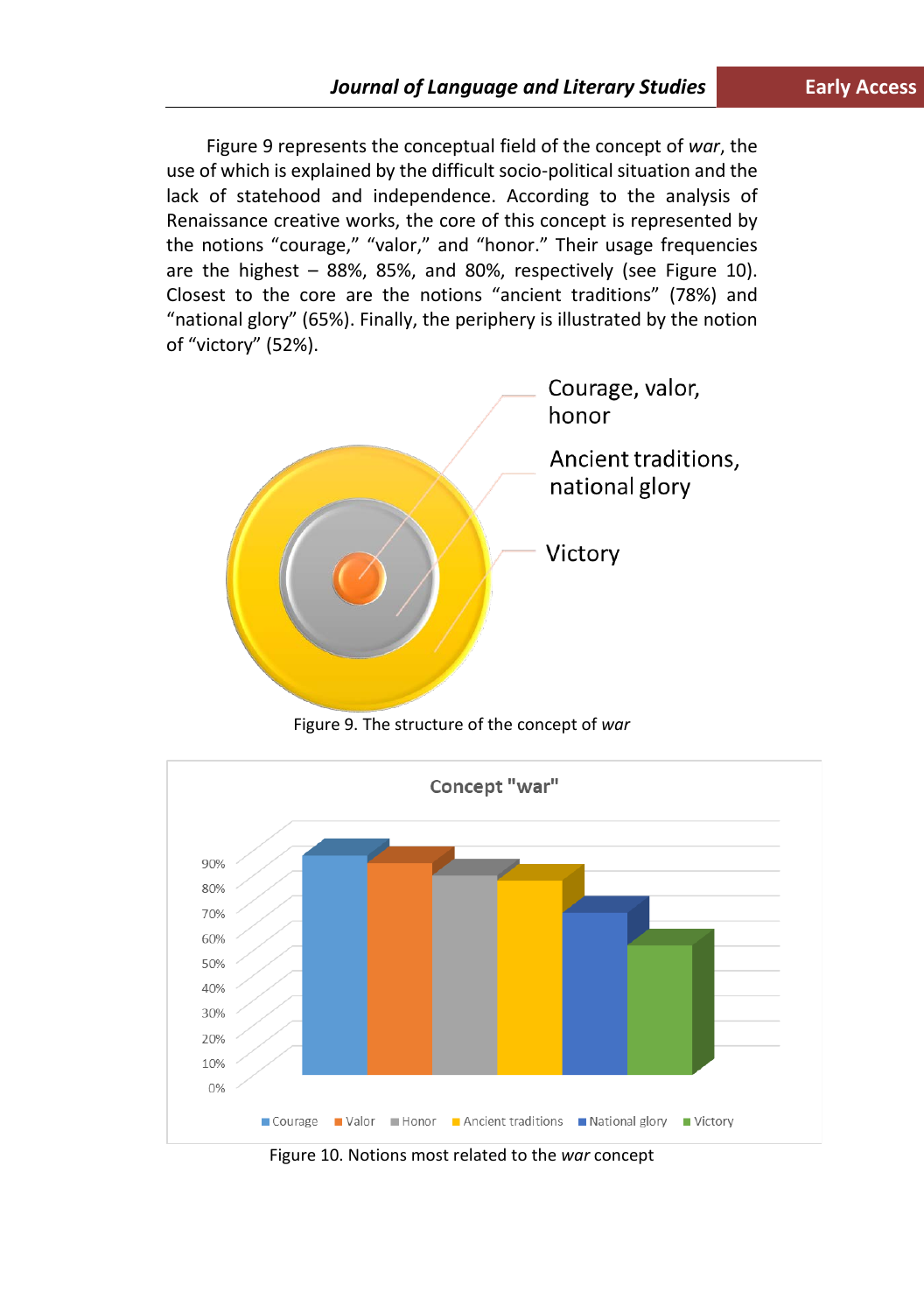Figure 9 represents the conceptual field of the concept of *war*, the use of which is explained by the difficult socio-political situation and the lack of statehood and independence. According to the analysis of Renaissance creative works, the core of this concept is represented by the notions "courage," "valor," and "honor." Their usage frequencies are the highest – 88%, 85%, and 80%, respectively (see Figure 10). Closest to the core are the notions "ancient traditions" (78%) and "national glory" (65%). Finally, the periphery is illustrated by the notion of "victory" (52%).

Figure 9. The structure of the concept of *war*

Figure 10. Notions most related to the *war* concept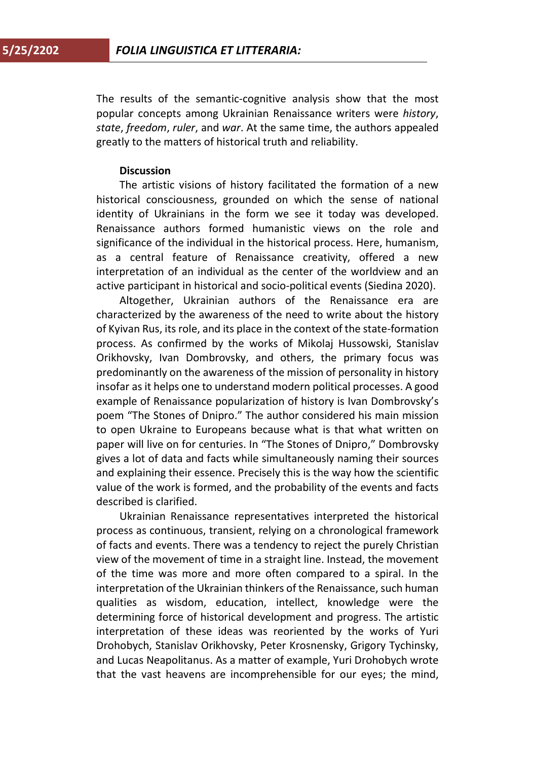The results of the semantic-cognitive analysis show that the most popular concepts among Ukrainian Renaissance writers were *history*, *state*, *freedom*, *ruler*, and *war*. At the same time, the authors appealed greatly to the matters of historical truth and reliability.

### Discussion

The artistic visions of history facilitated the formation of a new historical consciousness, grounded on which the sense of national identity of Ukrainians in the form we see it today was developed. Renaissance authors formed humanistic views on the role and significance of the individual in the historical process. Here, humanism, as a central feature of Renaissance creativity, offered a new interpretation of an individual as the center of the worldview and an active participant in historical and socio-political events (Siedina 2020).

Altogether, Ukrainian authors of the Renaissance era are characterized by the awareness of the need to write about the history of Kyivan Rus, its role, and its place in the context of the state-formation process. As confirmed by the works of Mikolaj Hussowski, Stanislav Orikhovsky, Ivan Dombrovsky, and others, the primary focus was predominantly on the awareness of the mission of personality in history insofar as it helps one to understand modern political processes. A good example of Renaissance popularization of history is Ivan Dombrovsky's poem "The Stones of Dnipro." The author considered his main mission to open Ukraine to Europeans because what is that what written on paper will live on for centuries. In "The Stones of Dnipro," Dombrovsky gives a lot of data and facts while simultaneously naming their sources and explaining their essence. Precisely this is the way how the scientific value of the work is formed, and the probability of the events and facts described is clarified.

Ukrainian Renaissance representatives interpreted the historical process as continuous, transient, relying on a chronological framework of facts and events. There was a tendency to reject the purely Christian view of the movement of time in a straight line. Instead, the movement of the time was more and more often compared to a spiral. In the interpretation of the Ukrainian thinkers of the Renaissance, such human qualities as wisdom, education, intellect, knowledge were the determining force of historical development and progress. The artistic interpretation of these ideas was reoriented by the works of Yuri Drohobych, Stanislav Orikhovsky, Peter Krosnensky, Grigory Tychinsky, and Lucas Neapolitanus. As a matter of example, Yuri Drohobych wrote that the vast heavens are incomprehensible for our eyes; the mind,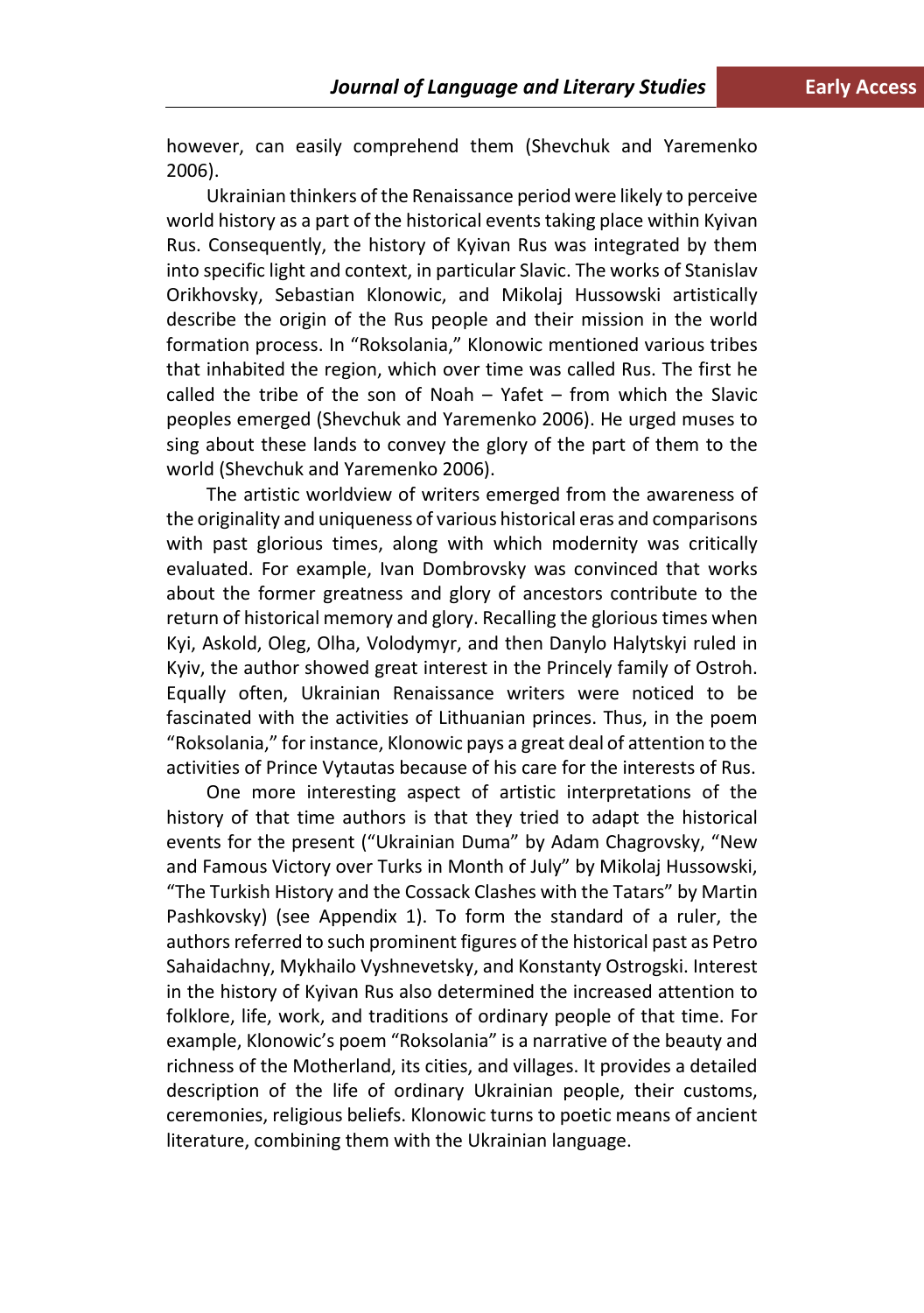however, can easily comprehend them (Shevchuk and Yaremenko 2006).

Ukrainian thinkers of the Renaissance period were likely to perceive world history as a part of the historical events taking place within Kyivan Rus. Consequently, the history of Kyivan Rus was integrated by them into specific light and context, in particular Slavic. The works of Stanislav Orikhovsky, Sebastian Klonowic, and Mikolaj Hussowski artistically describe the origin of the Rus people and their mission in the world formation process. In "Roksolania," Klonowic mentioned various tribes that inhabited the region, which over time was called Rus. The first he called the tribe of the son of Noah – Yafet – from which the Slavic peoples emerged (Shevchuk and Yaremenko 2006). He urged muses to sing about these lands to convey the glory of the part of them to the world (Shevchuk and Yaremenko 2006).

The artistic worldview of writers emerged from the awareness of the originality and uniqueness of various historical eras and comparisons with past glorious times, along with which modernity was critically evaluated. For example, Ivan Dombrovsky was convinced that works about the former greatness and glory of ancestors contribute to the return of historical memory and glory. Recalling the glorious times when Kyi, Askold, Oleg, Olha, Volodymyr, and then Danylo Halytskyi ruled in Kyiv, the author showed great interest in the Princely family of Ostroh. Equally often, Ukrainian Renaissance writers were noticed to be fascinated with the activities of Lithuanian princes. Thus, in the poem "Roksolania," for instance, Klonowic pays a great deal of attention to the activities of Prince Vytautas because of his care for the interests of Rus.

One more interesting aspect of artistic interpretations of the history of that time authors is that they tried to adapt the historical events for the present ("Ukrainian Duma" by Adam Chagrovsky, "New and Famous Victory over Turks in Month of July" by Mikolaj Hussowski, "The Turkish History and the Cossack Clashes with the Tatars" by Martin Pashkovsky) (see Appendix 1). To form the standard of a ruler, the authors referred to such prominent figures of the historical past as Petro Sahaidachny, Mykhailo Vyshnevetsky, and Konstanty Ostrogski. Interest in the history of Kyivan Rus also determined the increased attention to folklore, life, work, and traditions of ordinary people of that time. For example, Klonowic's poem "Roksolania" is a narrative of the beauty and richness of the Motherland, its cities, and villages. It provides a detailed description of the life of ordinary Ukrainian people, their customs, ceremonies, religious beliefs. Klonowic turns to poetic means of ancient literature, combining them with the Ukrainian language.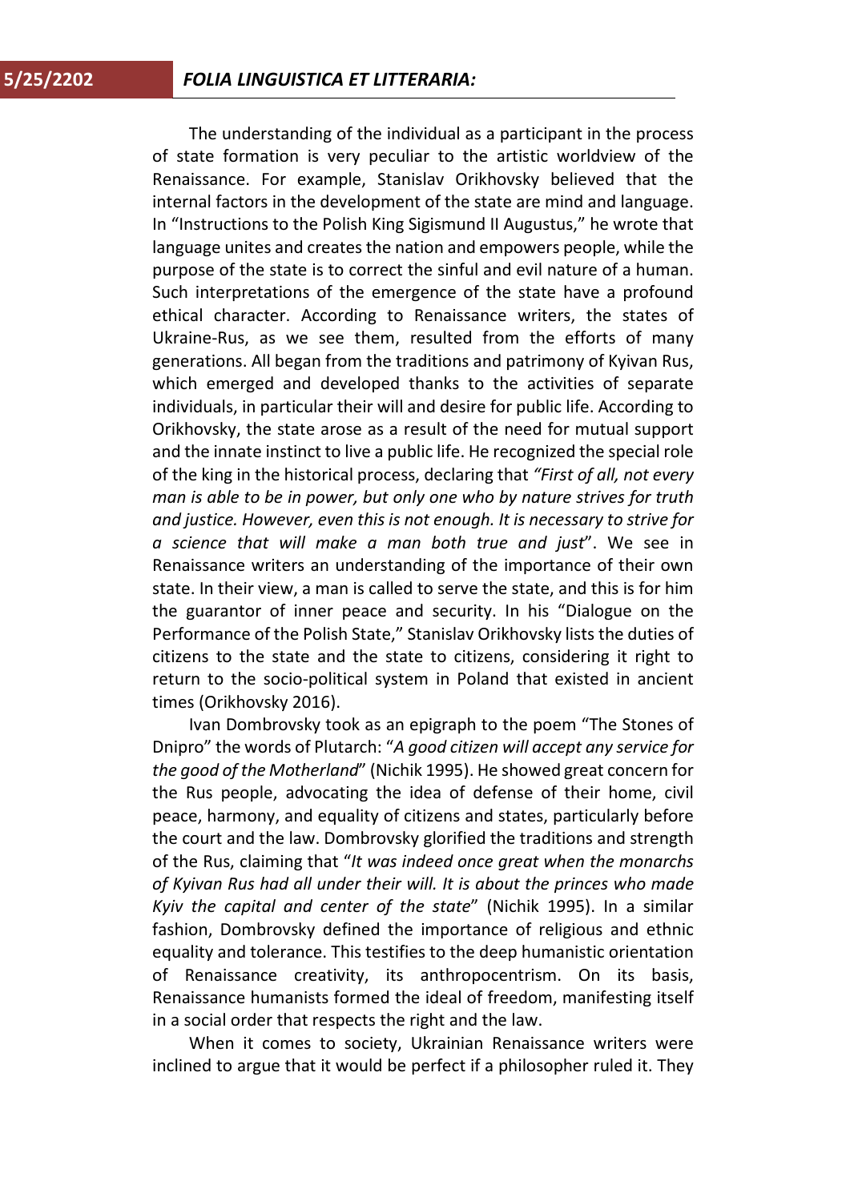The understanding of the individual as a participant in the process of state formation is very peculiar to the artistic worldview of the Renaissance. For example, Stanislav Orikhovsky believed that the internal factors in the development of the state are mind and language. In "Instructions to the Polish King Sigismund II Augustus," he wrote that language unites and creates the nation and empowers people, while the purpose of the state is to correct the sinful and evil nature of a human. Such interpretations of the emergence of the state have a profound ethical character. According to Renaissance writers, the states of Ukraine-Rus, as we see them, resulted from the efforts of many generations. All began from the traditions and patrimony of Kyivan Rus, which emerged and developed thanks to the activities of separate individuals, in particular their will and desire for public life. According to Orikhovsky, the state arose as a result of the need for mutual support and the innate instinct to live a public life. He recognized the special role of the king in the historical process, declaring that *"First of all, not every man is able to be in power, but only one who by nature strives for truth and justice. However, even this is not enough. It is necessary to strive for a science that will make a man both true and just*". We see in Renaissance writers an understanding of the importance of their own state. In their view, a man is called to serve the state, and this is for him the guarantor of inner peace and security. In his "Dialogue on the Performance of the Polish State," Stanislav Orikhovsky lists the duties of citizens to the state and the state to citizens, considering it right to return to the socio-political system in Poland that existed in ancient times (Orikhovsky 2016).

Ivan Dombrovsky took as an epigraph to the poem "The Stones of Dnipro" the words of Plutarch: "*A good citizen will accept any service for the good of the Motherland*" (Nichik 1995). He showed great concern for the Rus people, advocating the idea of defense of their home, civil peace, harmony, and equality of citizens and states, particularly before the court and the law. Dombrovsky glorified the traditions and strength of the Rus, claiming that "*It was indeed once great when the monarchs of Kyivan Rus had all under their will. It is about the princes who made Kyiv the capital and center of the state*" (Nichik 1995). In a similar fashion, Dombrovsky defined the importance of religious and ethnic equality and tolerance. This testifies to the deep humanistic orientation of Renaissance creativity, its anthropocentrism. On its basis, Renaissance humanists formed the ideal of freedom, manifesting itself in a social order that respects the right and the law.

When it comes to society, Ukrainian Renaissance writers were inclined to argue that it would be perfect if a philosopher ruled it. They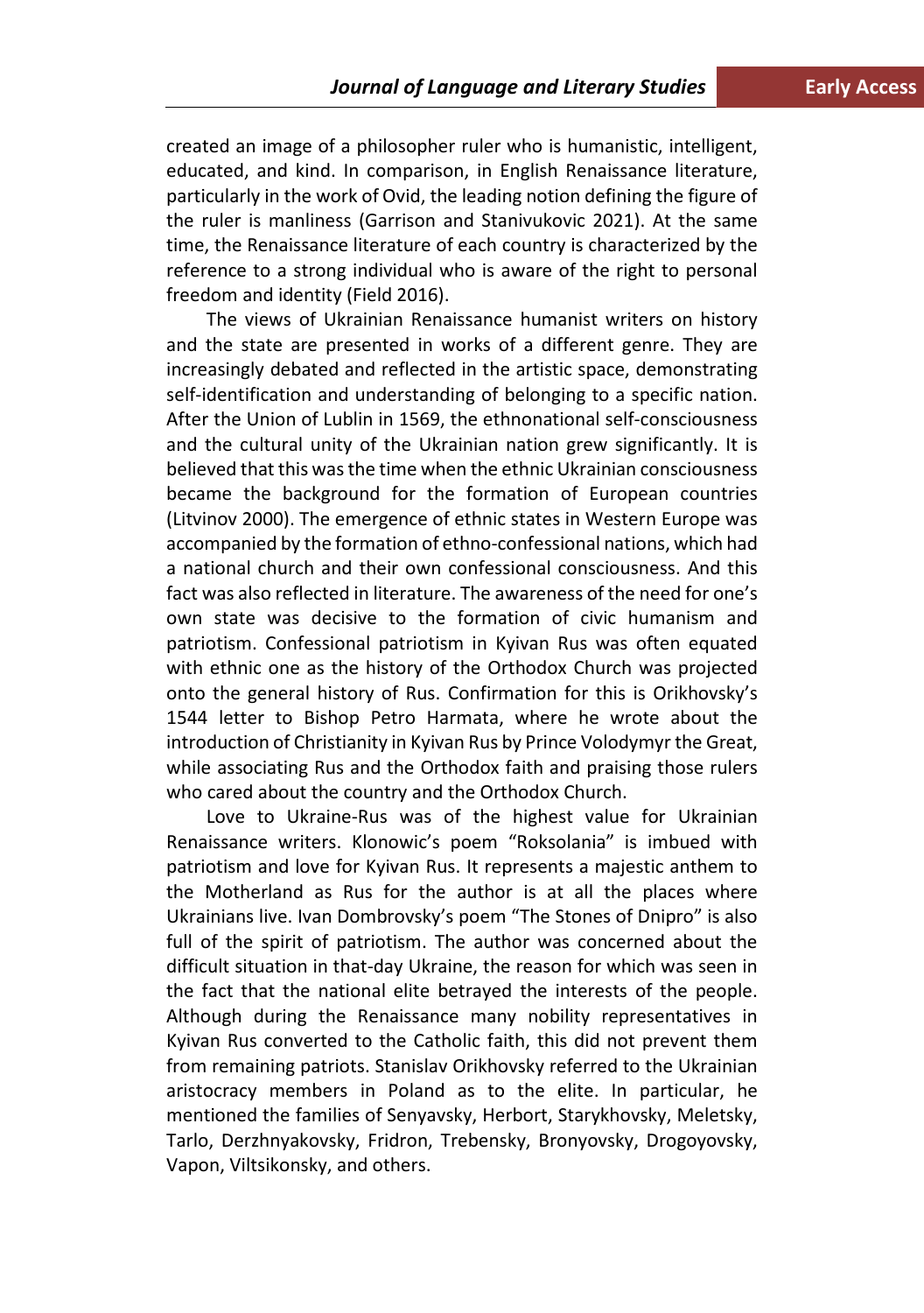created an image of a philosopher ruler who is humanistic, intelligent, educated, and kind. In comparison, in English Renaissance literature, particularly in the work of Ovid, the leading notion defining the figure of the ruler is manliness (Garrison and Stanivukovic 2021). At the same time, the Renaissance literature of each country is characterized by the reference to a strong individual who is aware of the right to personal freedom and identity (Field 2016).

The views of Ukrainian Renaissance humanist writers on history and the state are presented in works of a different genre. They are increasingly debated and reflected in the artistic space, demonstrating self-identification and understanding of belonging to a specific nation. After the Union of Lublin in 1569, the ethnonational self-consciousness and the cultural unity of the Ukrainian nation grew significantly. It is believed that this was the time when the ethnic Ukrainian consciousness became the background for the formation of European countries (Litvinov 2000). The emergence of ethnic states in Western Europe was accompanied by the formation of ethno-confessional nations, which had a national church and their own confessional consciousness. And this fact was also reflected in literature. The awareness of the need for one's own state was decisive to the formation of civic humanism and patriotism. Confessional patriotism in Kyivan Rus was often equated with ethnic one as the history of the Orthodox Church was projected onto the general history of Rus. Confirmation for this is Orikhovsky's 1544 letter to Bishop Petro Harmata, where he wrote about the introduction of Christianity in Kyivan Rus by Prince Volodymyr the Great, while associating Rus and the Orthodox faith and praising those rulers who cared about the country and the Orthodox Church.

Love to Ukraine-Rus was of the highest value for Ukrainian Renaissance writers. Klonowic's poem "Roksolania" is imbued with patriotism and love for Kyivan Rus. It represents a majestic anthem to the Motherland as Rus for the author is at all the places where Ukrainians live. Ivan Dombrovsky's poem "The Stones of Dnipro" is also full of the spirit of patriotism. The author was concerned about the difficult situation in that-day Ukraine, the reason for which was seen in the fact that the national elite betrayed the interests of the people. Although during the Renaissance many nobility representatives in Kyivan Rus converted to the Catholic faith, this did not prevent them from remaining patriots. Stanislav Orikhovsky referred to the Ukrainian aristocracy members in Poland as to the elite. In particular, he mentioned the families of Senyavsky, Herbort, Starykhovsky, Meletsky, Tarlo, Derzhnyakovsky, Fridron, Trebensky, Bronyovsky, Drogoyovsky, Vapon, Viltsikonsky, and others.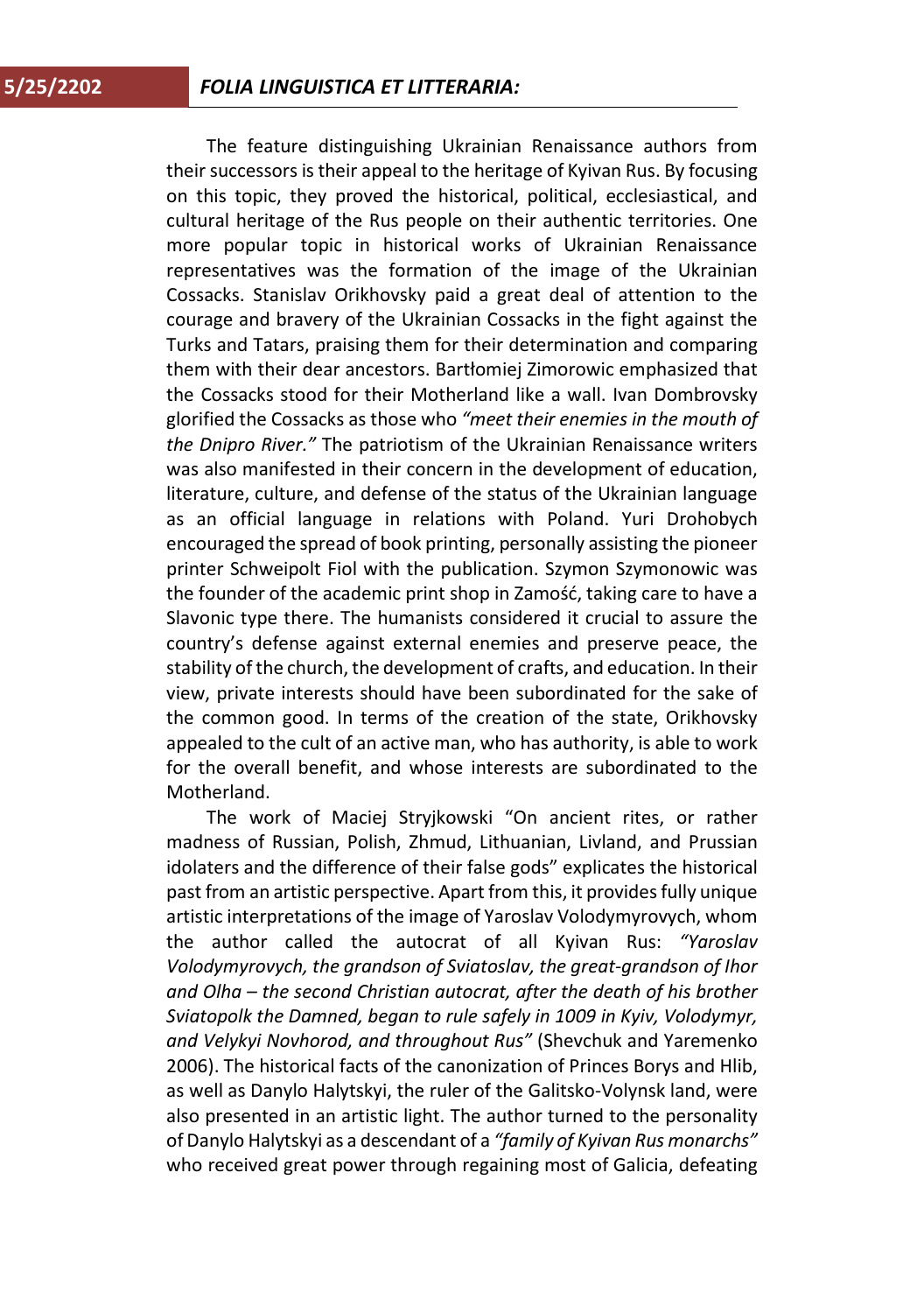The feature distinguishing Ukrainian Renaissance authors from their successors is their appeal to the heritage of Kyivan Rus. By focusing on this topic, they proved the historical, political, ecclesiastical, and cultural heritage of the Rus people on their authentic territories. One more popular topic in historical works of Ukrainian Renaissance representatives was the formation of the image of the Ukrainian Cossacks. Stanislav Orikhovsky paid a great deal of attention to the courage and bravery of the Ukrainian Cossacks in the fight against the Turks and Tatars, praising them for their determination and comparing them with their dear ancestors. Bartłomiej Zimorowic emphasized that the Cossacks stood for their Motherland like a wall. Ivan Dombrovsky glorified the Cossacks as those who *"meet their enemies in the mouth of the Dnipro River."* The patriotism of the Ukrainian Renaissance writers was also manifested in their concern in the development of education, literature, culture, and defense of the status of the Ukrainian language as an official language in relations with Poland. Yuri Drohobych encouraged the spread of book printing, personally assisting the pioneer printer Schweipolt Fiol with the publication. Szymon Szymonowic was the founder of the academic print shop in Zamość, taking care to have a Slavonic type there. The humanists considered it crucial to assure the country's defense against external enemies and preserve peace, the stability of the church, the development of crafts, and education. In their view, private interests should have been subordinated for the sake of the common good. In terms of the creation of the state, Orikhovsky appealed to the cult of an active man, who has authority, is able to work for the overall benefit, and whose interests are subordinated to the Motherland.

The work of Maciej Stryjkowski "On ancient rites, or rather madness of Russian, Polish, Zhmud, Lithuanian, Livland, and Prussian idolaters and the difference of their false gods" explicates the historical past from an artistic perspective. Apart from this, it provides fully unique artistic interpretations of the image of Yaroslav Volodymyrovych, whom the author called the autocrat of all Kyivan Rus: *"Yaroslav Volodymyrovych, the grandson of Sviatoslav, the great-grandson of Ihor and Olha – the second Christian autocrat, after the death of his brother Sviatopolk the Damned, began to rule safely in 1009 in Kyiv, Volodymyr, and Velykyi Novhorod, and throughout Rus"* (Shevchuk and Yaremenko 2006). The historical facts of the canonization of Princes Borys and Hlib, as well as Danylo Halytskyi, the ruler of the Galitsko-Volynsk land, were also presented in an artistic light. The author turned to the personality of Danylo Halytskyi as a descendant of a *"family of Kyivan Rus monarchs"* who received great power through regaining most of Galicia, defeating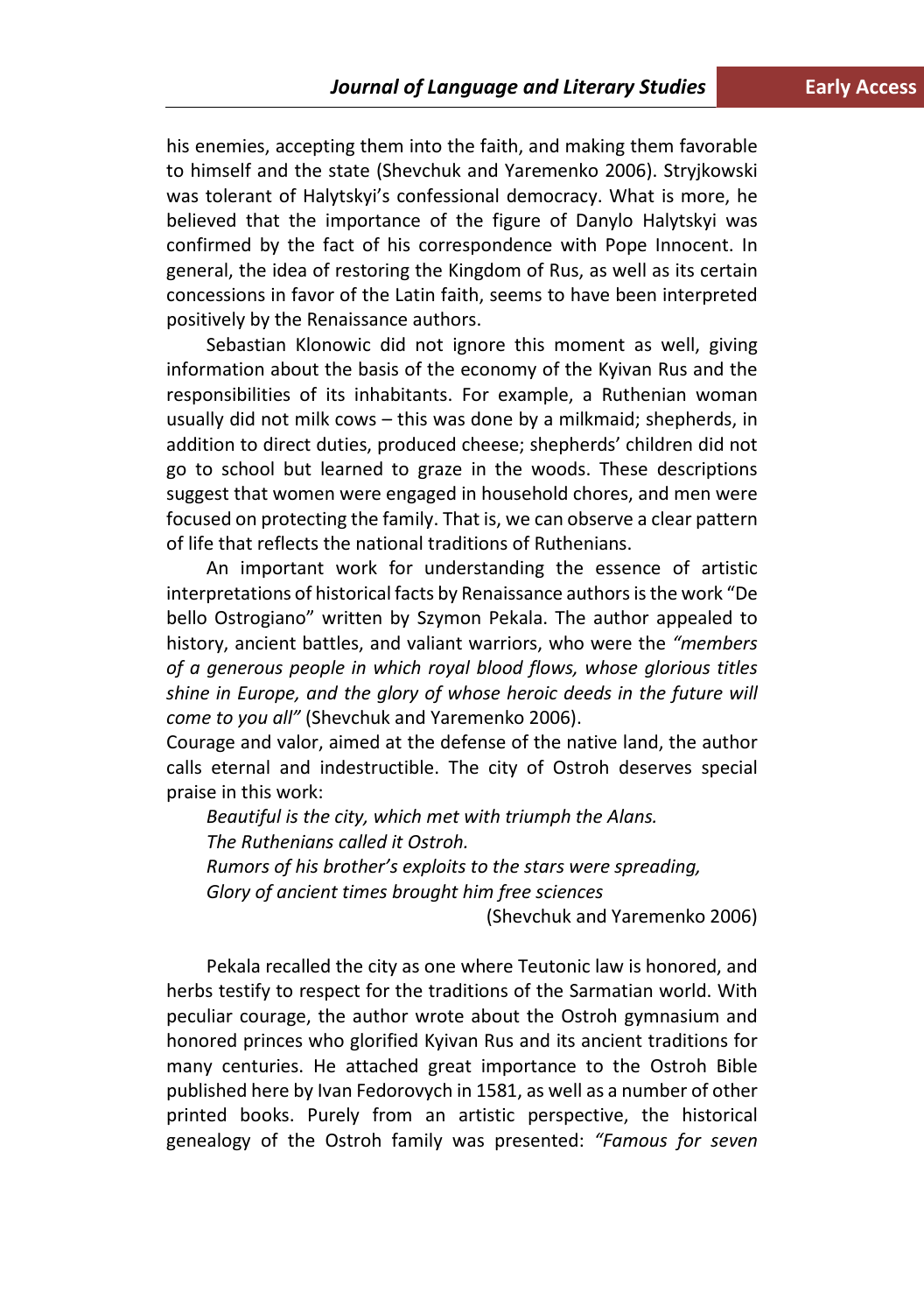his enemies, accepting them into the faith, and making them favorable to himself and the state (Shevchuk and Yaremenko 2006). Stryjkowski was tolerant of Halytskyi's confessional democracy. What is more, he believed that the importance of the figure of Danylo Halytskyi was confirmed by the fact of his correspondence with Pope Innocent. In general, the idea of restoring the Kingdom of Rus, as well as its certain concessions in favor of the Latin faith, seems to have been interpreted positively by the Renaissance authors.

Sebastian Klonowic did not ignore this moment as well, giving information about the basis of the economy of the Kyivan Rus and the responsibilities of its inhabitants. For example, a Ruthenian woman usually did not milk cows – this was done by a milkmaid; shepherds, in addition to direct duties, produced cheese; shepherds' children did not go to school but learned to graze in the woods. These descriptions suggest that women were engaged in household chores, and men were focused on protecting the family. That is, we can observe a clear pattern of life that reflects the national traditions of Ruthenians.

An important work for understanding the essence of artistic interpretations of historical facts by Renaissance authors is the work "De bello Ostrogiano" written by Szymon Pekala. The author appealed to history, ancient battles, and valiant warriors, who were the *"members of a generous people in which royal blood flows, whose glorious titles shine in Europe, and the glory of whose heroic deeds in the future will come to you all"* (Shevchuk and Yaremenko 2006).

Courage and valor, aimed at the defense of the native land, the author calls eternal and indestructible. The city of Ostroh deserves special praise in this work:

> *Beautiful is the city, which met with triumph the Alans.*
> *The Ruthenians called it Ostroh.*
> *Rumors of his brother's exploits to the stars were spreading,*
> *Glory of ancient times brought him free sciences*
>
> (Shevchuk and Yaremenko 2006)

Pekala recalled the city as one where Teutonic law is honored, and herbs testify to respect for the traditions of the Sarmatian world. With peculiar courage, the author wrote about the Ostroh gymnasium and honored princes who glorified Kyivan Rus and its ancient traditions for many centuries. He attached great importance to the Ostroh Bible published here by Ivan Fedorovych in 1581, as well as a number of other printed books. Purely from an artistic perspective, the historical genealogy of the Ostroh family was presented: *"Famous for seven*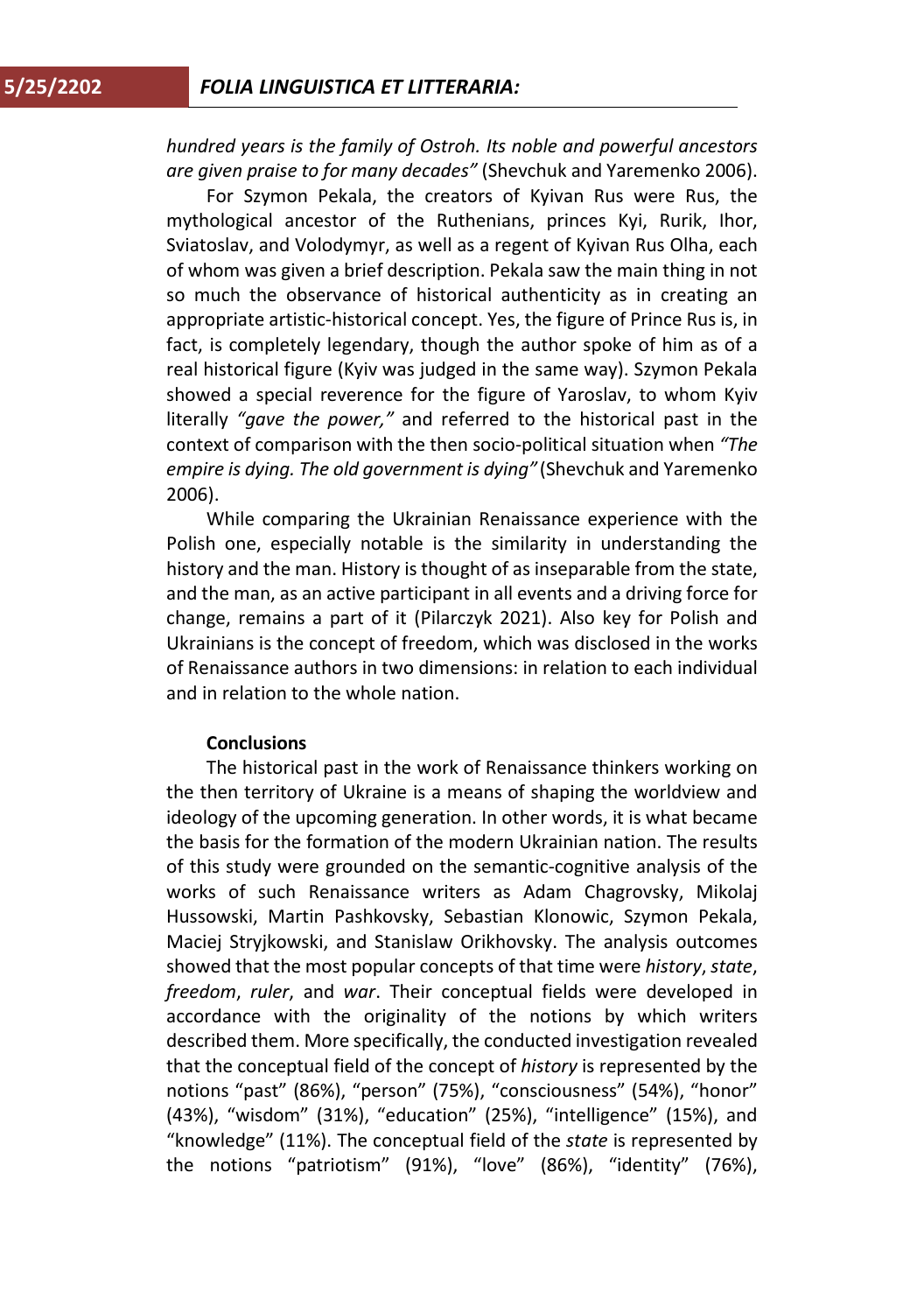*hundred years is the family of Ostroh. Its noble and powerful ancestors are given praise to for many decades"* (Shevchuk and Yaremenko 2006).

For Szymon Pekala, the creators of Kyivan Rus were Rus, the mythological ancestor of the Ruthenians, princes Kyi, Rurik, Ihor, Sviatoslav, and Volodymyr, as well as a regent of Kyivan Rus Olha, each of whom was given a brief description. Pekala saw the main thing in not so much the observance of historical authenticity as in creating an appropriate artistic-historical concept. Yes, the figure of Prince Rus is, in fact, is completely legendary, though the author spoke of him as of a real historical figure (Kyiv was judged in the same way). Szymon Pekala showed a special reverence for the figure of Yaroslav, to whom Kyiv literally *"gave the power,"* and referred to the historical past in the context of comparison with the then socio-political situation when *"The empire is dying. The old government is dying"* (Shevchuk and Yaremenko 2006).

While comparing the Ukrainian Renaissance experience with the Polish one, especially notable is the similarity in understanding the history and the man. History is thought of as inseparable from the state, and the man, as an active participant in all events and a driving force for change, remains a part of it (Pilarczyk 2021). Also key for Polish and Ukrainians is the concept of freedom, which was disclosed in the works of Renaissance authors in two dimensions: in relation to each individual and in relation to the whole nation.

## Conclusions

The historical past in the work of Renaissance thinkers working on the then territory of Ukraine is a means of shaping the worldview and ideology of the upcoming generation. In other words, it is what became the basis for the formation of the modern Ukrainian nation. The results of this study were grounded on the semantic-cognitive analysis of the works of such Renaissance writers as Adam Chagrovsky, Mikolaj Hussowski, Martin Pashkovsky, Sebastian Klonowic, Szymon Pekala, Maciej Stryjkowski, and Stanislaw Orikhovsky. The analysis outcomes showed that the most popular concepts of that time were *history*, *state*, *freedom*, *ruler*, and *war*. Their conceptual fields were developed in accordance with the originality of the notions by which writers described them. More specifically, the conducted investigation revealed that the conceptual field of the concept of *history* is represented by the notions "past" (86%), "person" (75%), "consciousness" (54%), "honor" (43%), "wisdom" (31%), "education" (25%), "intelligence" (15%), and "knowledge" (11%). The conceptual field of the *state* is represented by the notions "patriotism" (91%), "love" (86%), "identity" (76%),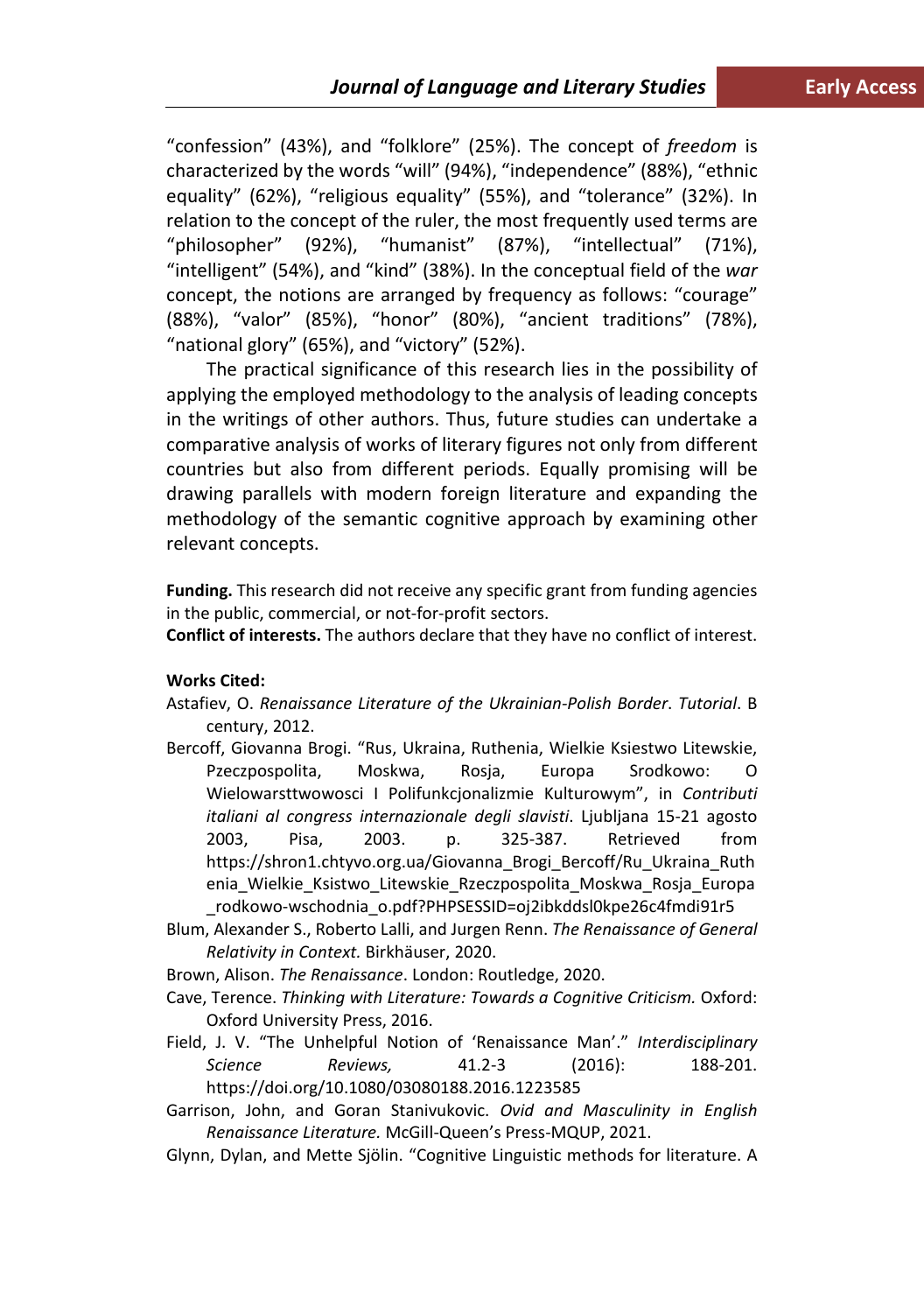"confession" (43%), and "folklore" (25%). The concept of *freedom* is characterized by the words "will" (94%), "independence" (88%), "ethnic equality" (62%), "religious equality" (55%), and "tolerance" (32%). In relation to the concept of the ruler, the most frequently used terms are "philosopher" (92%), "humanist" (87%), "intellectual" (71%), "intelligent" (54%), and "kind" (38%). In the conceptual field of the *war* concept, the notions are arranged by frequency as follows: "courage" (88%), "valor" (85%), "honor" (80%), "ancient traditions" (78%), "national glory" (65%), and "victory" (52%).

The practical significance of this research lies in the possibility of applying the employed methodology to the analysis of leading concepts in the writings of other authors. Thus, future studies can undertake a comparative analysis of works of literary figures not only from different countries but also from different periods. Equally promising will be drawing parallels with modern foreign literature and expanding the methodology of the semantic cognitive approach by examining other relevant concepts.

**Funding.** This research did not receive any specific grant from funding agencies in the public, commercial, or not-for-profit sectors.

**Conflict of interests.** The authors declare that they have no conflict of interest.

**Works Cited:**

Astafiev, O. *Renaissance Literature of the Ukrainian-Polish Border*. *Tutorial*. B century, 2012.

Bercoff, Giovanna Brogi. "Rus, Ukraina, Ruthenia, Wielkie Ksiestwo Litewskie, Pzeczpospolita, Moskwa, Rosja, Europa Srodkowo: O Wielowarsttwowosci I Polifunkcjonalizmie Kulturowym", in *Contributi italiani al congress internazionale degli slavisti*. Ljubljana 15-21 agosto 2003, Pisa, 2003. p. 325-387. Retrieved from https://shron1.chtyvo.org.ua/Giovanna_Brogi_Bercoff/Ru_Ukraina_Ruthenia_Wielkie_Ksistwo_Litewskie_Rzeczpospolita_Moskwa_Rosja_Europa_rodkowo-wschodnia_o.pdf?PHPSESSID=oj2ibkddsl0kpe26c4fmdi91r5

Blum, Alexander S., Roberto Lalli, and Jurgen Renn. *The Renaissance of General Relativity in Context.* Birkhäuser, 2020.

Brown, Alison. *The Renaissance*. London: Routledge, 2020.

Cave, Terence. *Thinking with Literature: Towards a Cognitive Criticism.* Oxford: Oxford University Press, 2016.

Field, J. V. "The Unhelpful Notion of 'Renaissance Man'." *Interdisciplinary Science Reviews,* 41.2-3 (2016): 188-201. https://doi.org/10.1080/03080188.2016.1223585

Garrison, John, and Goran Stanivukovic. *Ovid and Masculinity in English Renaissance Literature.* McGill-Queen's Press-MQUP, 2021.

Glynn, Dylan, and Mette Sjölin. "Cognitive Linguistic methods for literature. A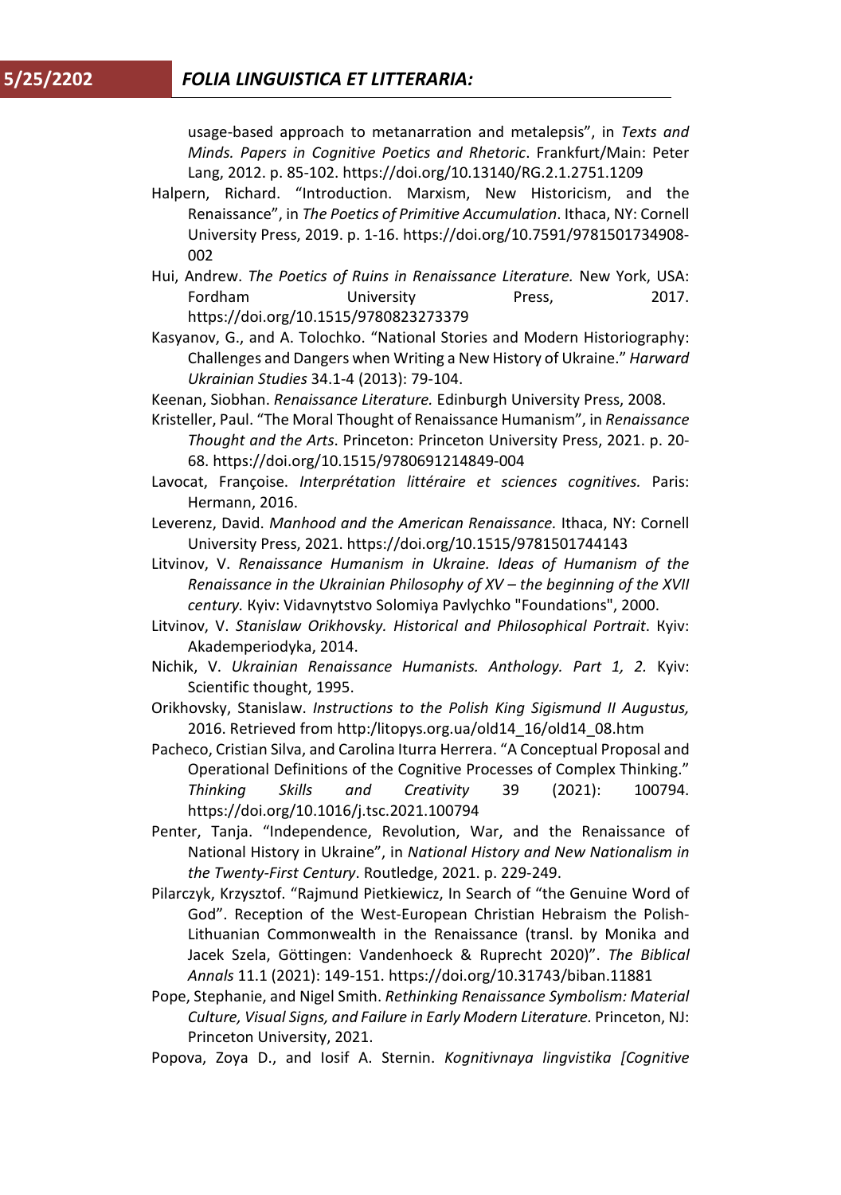usage-based approach to metanarration and metalepsis", in *Texts and Minds. Papers in Cognitive Poetics and Rhetoric*. Frankfurt/Main: Peter Lang, 2012. p. 85-102. https://doi.org/10.13140/RG.2.1.2751.1209

Halpern, Richard. "Introduction. Marxism, New Historicism, and the Renaissance", in *The Poetics of Primitive Accumulation*. Ithaca, NY: Cornell University Press, 2019. p. 1-16. https://doi.org/10.7591/9781501734908-002

Hui, Andrew. *The Poetics of Ruins in Renaissance Literature.* New York, USA: Fordham University Press, 2017. https://doi.org/10.1515/9780823273379

Kasyanov, G., and A. Tolochko. "National Stories and Modern Historiography: Challenges and Dangers when Writing a New History of Ukraine." *Harward Ukrainian Studies* 34.1-4 (2013): 79-104.

Keenan, Siobhan. *Renaissance Literature.* Edinburgh University Press, 2008.

Kristeller, Paul. "The Moral Thought of Renaissance Humanism", in *Renaissance Thought and the Arts.* Princeton: Princeton University Press, 2021. p. 20-68. https://doi.org/10.1515/9780691214849-004

Lavocat, Françoise. *Interprétation littéraire et sciences cognitives.* Paris: Hermann, 2016.

Leverenz, David. *Manhood and the American Renaissance.* Ithaca, NY: Cornell University Press, 2021. https://doi.org/10.1515/9781501744143

Litvinov, V. *Renaissance Humanism in Ukraine. Ideas of Humanism of the Renaissance in the Ukrainian Philosophy of XV – the beginning of the XVII century.* Kyiv: Vidavnytstvo Solomiya Pavlychko "Foundations", 2000.

Litvinov, V. *Stanislaw Orikhovsky. Historical and Philosophical Portrait*. Kyiv: Akademperiodyka, 2014.

Nichik, V. *Ukrainian Renaissance Humanists. Anthology. Part 1, 2*. Kyiv: Scientific thought, 1995.

Orikhovsky, Stanislaw. *Instructions to the Polish King Sigismund II Augustus,* 2016. Retrieved from http:/litopys.org.ua/old14_16/old14_08.htm

Pacheco, Cristian Silva, and Carolina Iturra Herrera. "A Conceptual Proposal and Operational Definitions of the Cognitive Processes of Complex Thinking." *Thinking Skills and Creativity* 39 (2021): 100794. https://doi.org/10.1016/j.tsc.2021.100794

Penter, Tanja. "Independence, Revolution, War, and the Renaissance of National History in Ukraine", in *National History and New Nationalism in the Twenty-First Century*. Routledge, 2021. p. 229-249.

Pilarczyk, Krzysztof. "Rajmund Pietkiewicz, In Search of "the Genuine Word of God". Reception of the West-European Christian Hebraism the Polish-Lithuanian Commonwealth in the Renaissance (transl. by Monika and Jacek Szela, Göttingen: Vandenhoeck & Ruprecht 2020)". *The Biblical Annals* 11.1 (2021): 149-151. https://doi.org/10.31743/biban.11881

Pope, Stephanie, and Nigel Smith. *Rethinking Renaissance Symbolism: Material Culture, Visual Signs, and Failure in Early Modern Literature.* Princeton, NJ: Princeton University, 2021.

Popova, Zoya D., and Iosif A. Sternin. *Kognitivnaya lingvistika [Cognitive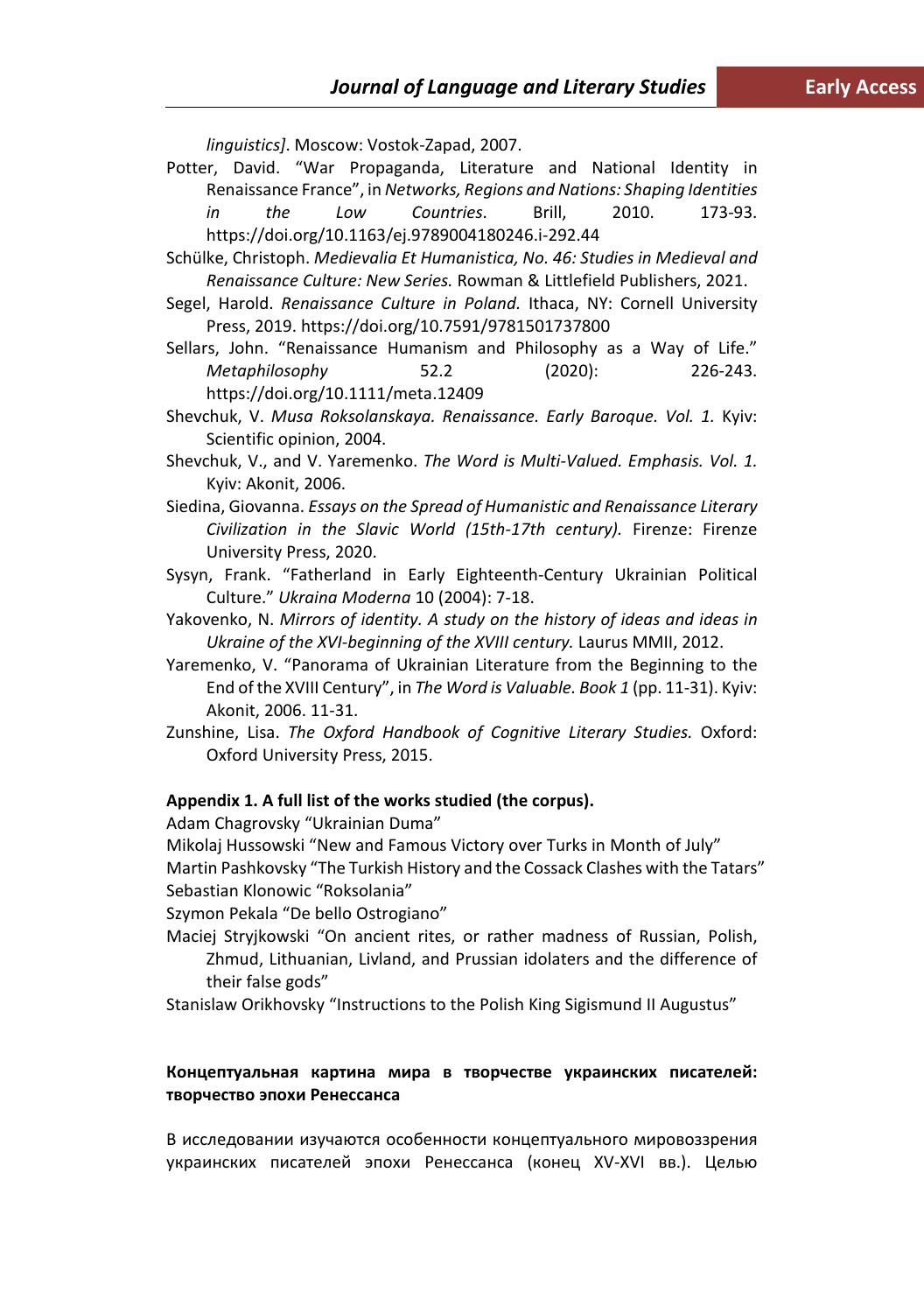*linguistics]*. Moscow: Vostok-Zapad, 2007.

Potter, David. "War Propaganda, Literature and National Identity in Renaissance France", in *Networks, Regions and Nations: Shaping Identities in the Low Countries*. Brill, 2010. 173-93. https://doi.org/10.1163/ej.9789004180246.i-292.44

Schülke, Christoph. *Medievalia Et Humanistica, No. 46: Studies in Medieval and Renaissance Culture: New Series.* Rowman & Littlefield Publishers, 2021.

Segel, Harold. *Renaissance Culture in Poland.* Ithaca, NY: Cornell University Press, 2019. https://doi.org/10.7591/9781501737800

Sellars, John. "Renaissance Humanism and Philosophy as a Way of Life." *Metaphilosophy* 52.2 (2020): 226-243. https://doi.org/10.1111/meta.12409

Shevchuk, V. *Musa Roksolanskaya. Renaissance. Early Baroque. Vol. 1.* Kyiv: Scientific opinion, 2004.

Shevchuk, V., and V. Yaremenko. *The Word is Multi-Valued. Emphasis. Vol. 1.* Kyiv: Akonit, 2006.

Siedina, Giovanna. *Essays on the Spread of Humanistic and Renaissance Literary Civilization in the Slavic World (15th-17th century).* Firenze: Firenze University Press, 2020.

Sysyn, Frank. "Fatherland in Early Eighteenth-Century Ukrainian Political Culture." *Ukraina Moderna* 10 (2004): 7-18.

Yakovenko, N. *Mirrors of identity. A study on the history of ideas and ideas in Ukraine of the XVI-beginning of the XVIII century.* Laurus MMII, 2012.

Yaremenko, V. "Panorama of Ukrainian Literature from the Beginning to the End of the XVIII Century", in *The Word is Valuable. Book 1* (pp. 11-31). Kyiv: Akonit, 2006. 11-31.

Zunshine, Lisa. *The Oxford Handbook of Cognitive Literary Studies.* Oxford: Oxford University Press, 2015.

**Appendix 1. A full list of the works studied (the corpus).**

Adam Chagrovsky "Ukrainian Duma"

Mikolaj Hussowski "New and Famous Victory over Turks in Month of July"

Martin Pashkovsky "The Turkish History and the Cossack Clashes with the Tatars"

Sebastian Klonowic "Roksolania"

Szymon Pekala "De bello Ostrogiano"

Maciej Stryjkowski "On ancient rites, or rather madness of Russian, Polish, Zhmud, Lithuanian, Livland, and Prussian idolaters and the difference of their false gods"

Stanislaw Orikhovsky "Instructions to the Polish King Sigismund II Augustus"

**Концептуальная картина мира в творчестве украинских писателей: творчество эпохи Ренессанса**

В исследовании изучаются особенности концептуального мировоззрения украинских писателей эпохи Ренессанса (конец XV-XVI вв.). Целью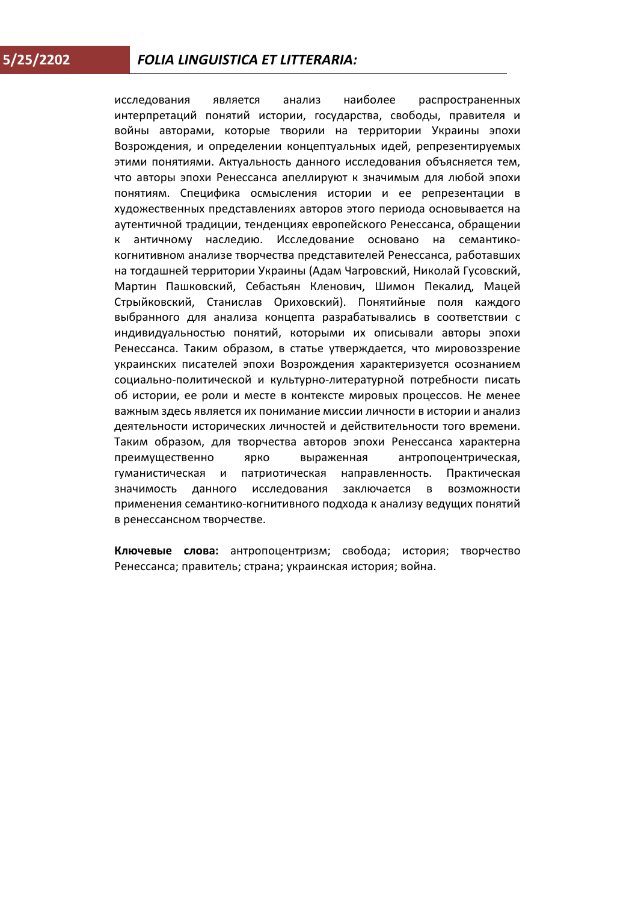исследования является анализ наиболее распространенных интерпретаций понятий истории, государства, свободы, правителя и войны авторами, которые творили на территории Украины эпохи Возрождения, и определении концептуальных идей, репрезентируемых этими понятиями. Актуальность данного исследования объясняется тем, что авторы эпохи Ренессанса апеллируют к значимым для любой эпохи понятиям. Специфика осмысления истории и ее репрезентации в художественных представлениях авторов этого периода основывается на аутентичной традиции, тенденциях европейского Ренессанса, обращении к античному наследию. Исследование основано на семантико-когнитивном анализе творчества представителей Ренессанса, работавших на тогдашней территории Украины (Адам Чагровский, Николай Гусовский, Мартин Пашковский, Себастьян Кленович, Шимон Пекалид, Мацей Стрыйковский, Станислав Ориховский). Понятийные поля каждого выбранного для анализа концепта разрабатывались в соответствии с индивидуальностью понятий, которыми их описывали авторы эпохи Ренессанса. Таким образом, в статье утверждается, что мировоззрение украинских писателей эпохи Возрождения характеризуется осознанием социально-политической и культурно-литературной потребности писать об истории, ее роли и месте в контексте мировых процессов. Не менее важным здесь является их понимание миссии личности в истории и анализ деятельности исторических личностей и действительности того времени. Таким образом, для творчества авторов эпохи Ренессанса характерна преимущественно ярко выраженная антропоцентрическая, гуманистическая и патриотическая направленность. Практическая значимость данного исследования заключается в возможности применения семантико-когнитивного подхода к анализу ведущих понятий в ренессансном творчестве.

**Ключевые слова:** антропоцентризм; свобода; история; творчество Ренессанса; правитель; страна; украинская история; война.